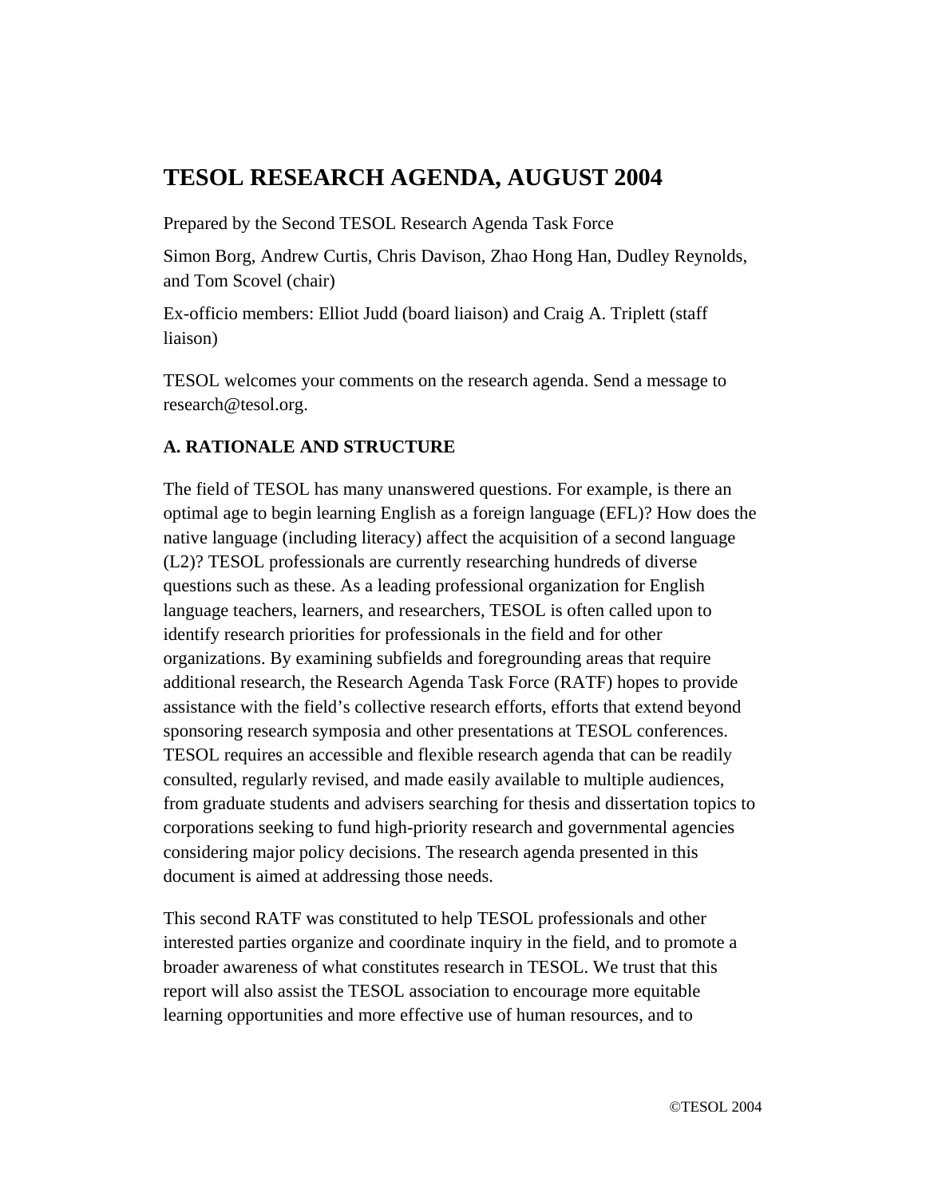# TESOL RESEARCH AGENDA, AUGUST 2004

Prepared by the Second TESOL Research Agenda Task Force

Simon Borg, Andrew Curtis, Chris Davison, Zhao Hong Han, Dudley Reynolds, and Tom Scovel (chair)

Ex-officio members: Elliot Judd (board liaison) and Craig A. Triplett (staff liaison)

TESOL welcomes your comments on the research agenda. Send a message to research@tesol.org.

## A. RATIONALE AND STRUCTURE

The field of TESOL has many unanswered questions. For example, is there an optimal age to begin learning English as a foreign language (EFL)? How does the native language (including literacy) affect the acquisition of a second language (L2)? TESOL professionals are currently researching hundreds of diverse questions such as these. As a leading professional organization for English language teachers, learners, and researchers, TESOL is often called upon to identify research priorities for professionals in the field and for other organizations. By examining subfields and foregrounding areas that require additional research, the Research Agenda Task Force (RATF) hopes to provide assistance with the field's collective research efforts, efforts that extend beyond sponsoring research symposia and other presentations at TESOL conferences. TESOL requires an accessible and flexible research agenda that can be readily consulted, regularly revised, and made easily available to multiple audiences, from graduate students and advisers searching for thesis and dissertation topics to corporations seeking to fund high-priority research and governmental agencies considering major policy decisions. The research agenda presented in this document is aimed at addressing those needs.

This second RATF was constituted to help TESOL professionals and other interested parties organize and coordinate inquiry in the field, and to promote a broader awareness of what constitutes research in TESOL. We trust that this report will also assist the TESOL association to encourage more equitable learning opportunities and more effective use of human resources, and to

©TESOL 2004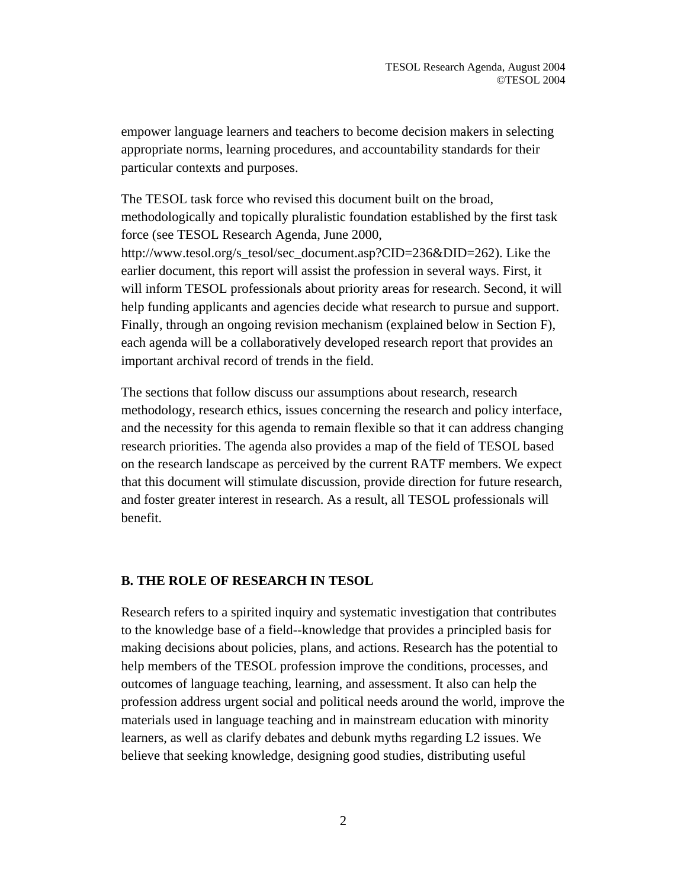empower language learners and teachers to become decision makers in selecting appropriate norms, learning procedures, and accountability standards for their particular contexts and purposes.

The TESOL task force who revised this document built on the broad, methodologically and topically pluralistic foundation established by the first task force (see TESOL Research Agenda, June 2000, http://www.tesol.org/s_tesol/sec_document.asp?CID=236&DID=262). Like the earlier document, this report will assist the profession in several ways. First, it will inform TESOL professionals about priority areas for research. Second, it will help funding applicants and agencies decide what research to pursue and support. Finally, through an ongoing revision mechanism (explained below in Section F), each agenda will be a collaboratively developed research report that provides an important archival record of trends in the field.

The sections that follow discuss our assumptions about research, research methodology, research ethics, issues concerning the research and policy interface, and the necessity for this agenda to remain flexible so that it can address changing research priorities. The agenda also provides a map of the field of TESOL based on the research landscape as perceived by the current RATF members. We expect that this document will stimulate discussion, provide direction for future research, and foster greater interest in research. As a result, all TESOL professionals will benefit.

## B. THE ROLE OF RESEARCH IN TESOL

Research refers to a spirited inquiry and systematic investigation that contributes to the knowledge base of a field--knowledge that provides a principled basis for making decisions about policies, plans, and actions. Research has the potential to help members of the TESOL profession improve the conditions, processes, and outcomes of language teaching, learning, and assessment. It also can help the profession address urgent social and political needs around the world, improve the materials used in language teaching and in mainstream education with minority learners, as well as clarify debates and debunk myths regarding L2 issues. We believe that seeking knowledge, designing good studies, distributing useful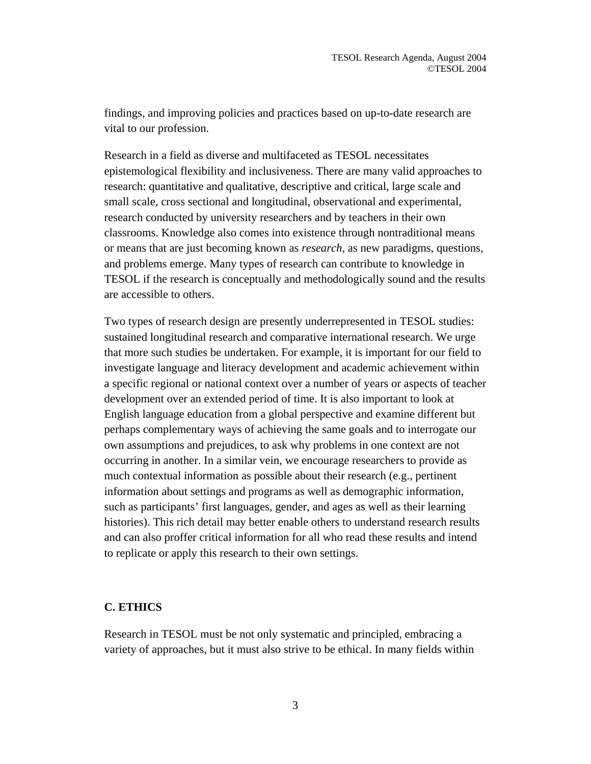findings, and improving policies and practices based on up-to-date research are vital to our profession.

Research in a field as diverse and multifaceted as TESOL necessitates epistemological flexibility and inclusiveness. There are many valid approaches to research: quantitative and qualitative, descriptive and critical, large scale and small scale, cross sectional and longitudinal, observational and experimental, research conducted by university researchers and by teachers in their own classrooms. Knowledge also comes into existence through nontraditional means or means that are just becoming known as *research*, as new paradigms, questions, and problems emerge. Many types of research can contribute to knowledge in TESOL if the research is conceptually and methodologically sound and the results are accessible to others.

Two types of research design are presently underrepresented in TESOL studies: sustained longitudinal research and comparative international research. We urge that more such studies be undertaken. For example, it is important for our field to investigate language and literacy development and academic achievement within a specific regional or national context over a number of years or aspects of teacher development over an extended period of time. It is also important to look at English language education from a global perspective and examine different but perhaps complementary ways of achieving the same goals and to interrogate our own assumptions and prejudices, to ask why problems in one context are not occurring in another. In a similar vein, we encourage researchers to provide as much contextual information as possible about their research (e.g., pertinent information about settings and programs as well as demographic information, such as participants' first languages, gender, and ages as well as their learning histories). This rich detail may better enable others to understand research results and can also proffer critical information for all who read these results and intend to replicate or apply this research to their own settings.

## C. ETHICS

Research in TESOL must be not only systematic and principled, embracing a variety of approaches, but it must also strive to be ethical. In many fields within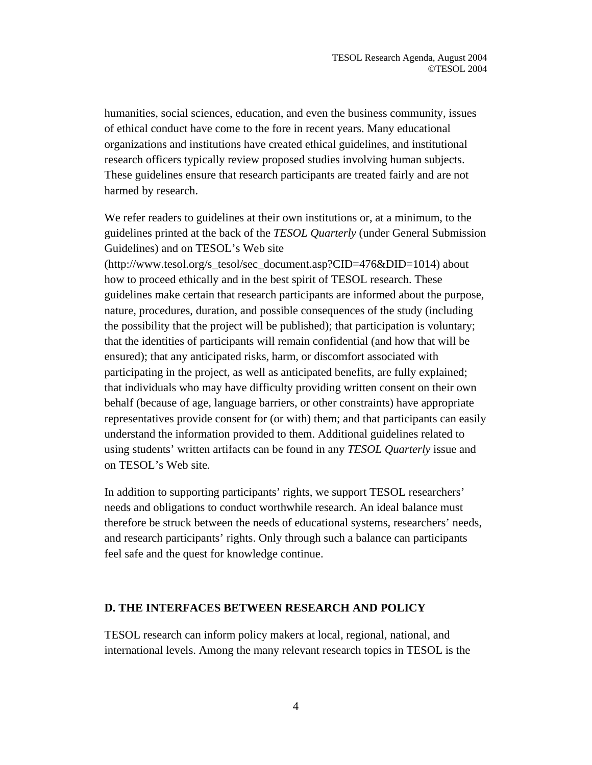humanities, social sciences, education, and even the business community, issues of ethical conduct have come to the fore in recent years. Many educational organizations and institutions have created ethical guidelines, and institutional research officers typically review proposed studies involving human subjects. These guidelines ensure that research participants are treated fairly and are not harmed by research.

We refer readers to guidelines at their own institutions or, at a minimum, to the guidelines printed at the back of the *TESOL Quarterly* (under General Submission Guidelines) and on TESOL's Web site (http://www.tesol.org/s_tesol/sec_document.asp?CID=476&DID=1014) about how to proceed ethically and in the best spirit of TESOL research. These guidelines make certain that research participants are informed about the purpose, nature, procedures, duration, and possible consequences of the study (including the possibility that the project will be published); that participation is voluntary; that the identities of participants will remain confidential (and how that will be ensured); that any anticipated risks, harm, or discomfort associated with participating in the project, as well as anticipated benefits, are fully explained; that individuals who may have difficulty providing written consent on their own behalf (because of age, language barriers, or other constraints) have appropriate representatives provide consent for (or with) them; and that participants can easily understand the information provided to them. Additional guidelines related to using students' written artifacts can be found in any *TESOL Quarterly* issue and on TESOL's Web site.

In addition to supporting participants' rights, we support TESOL researchers' needs and obligations to conduct worthwhile research. An ideal balance must therefore be struck between the needs of educational systems, researchers' needs, and research participants' rights. Only through such a balance can participants feel safe and the quest for knowledge continue.

## D. THE INTERFACES BETWEEN RESEARCH AND POLICY

TESOL research can inform policy makers at local, regional, national, and international levels. Among the many relevant research topics in TESOL is the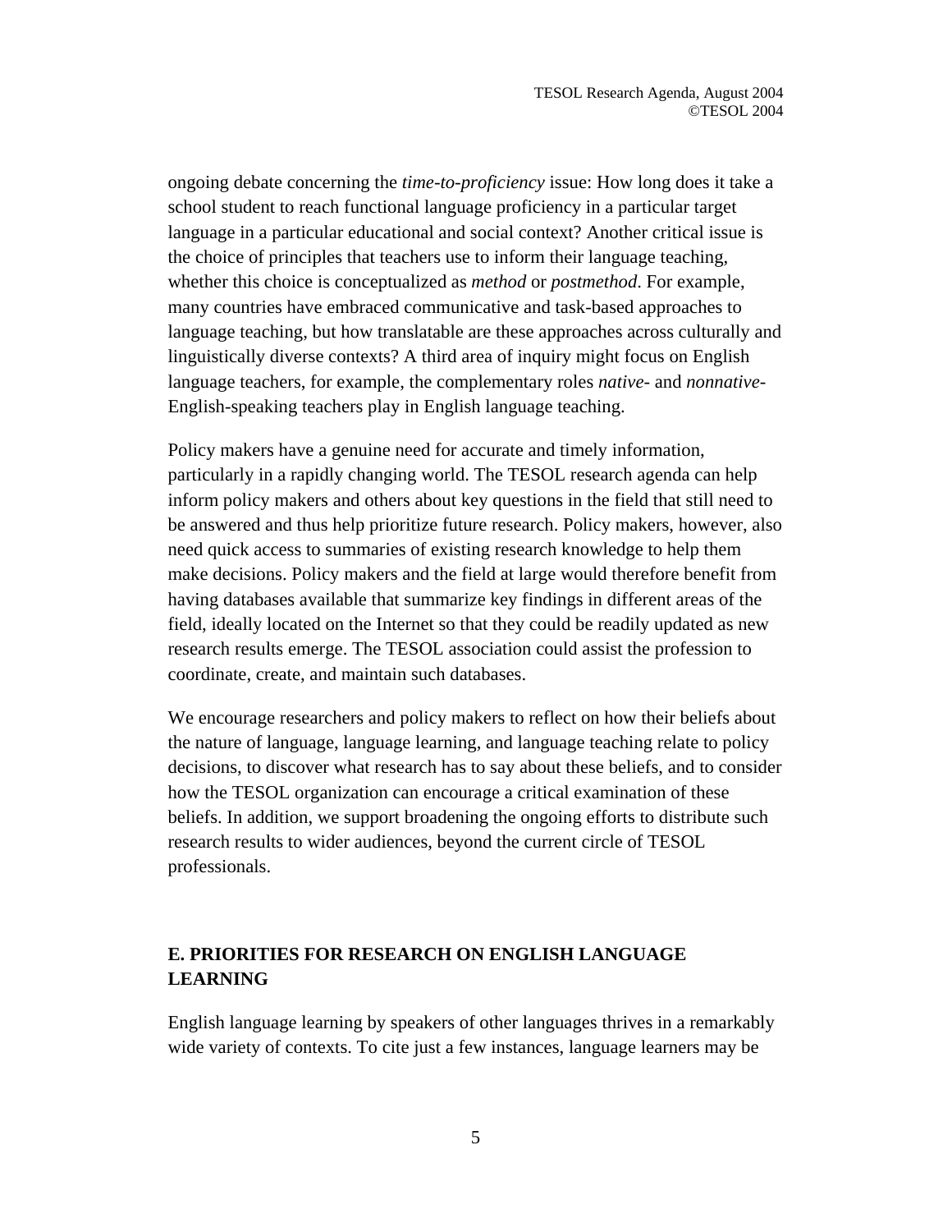ongoing debate concerning the *time-to-proficiency* issue: How long does it take a school student to reach functional language proficiency in a particular target language in a particular educational and social context? Another critical issue is the choice of principles that teachers use to inform their language teaching, whether this choice is conceptualized as *method* or *postmethod*. For example, many countries have embraced communicative and task-based approaches to language teaching, but how translatable are these approaches across culturally and linguistically diverse contexts? A third area of inquiry might focus on English language teachers, for example, the complementary roles *native*- and *nonnative*-English-speaking teachers play in English language teaching.

Policy makers have a genuine need for accurate and timely information, particularly in a rapidly changing world. The TESOL research agenda can help inform policy makers and others about key questions in the field that still need to be answered and thus help prioritize future research. Policy makers, however, also need quick access to summaries of existing research knowledge to help them make decisions. Policy makers and the field at large would therefore benefit from having databases available that summarize key findings in different areas of the field, ideally located on the Internet so that they could be readily updated as new research results emerge. The TESOL association could assist the profession to coordinate, create, and maintain such databases.

We encourage researchers and policy makers to reflect on how their beliefs about the nature of language, language learning, and language teaching relate to policy decisions, to discover what research has to say about these beliefs, and to consider how the TESOL organization can encourage a critical examination of these beliefs. In addition, we support broadening the ongoing efforts to distribute such research results to wider audiences, beyond the current circle of TESOL professionals.

## E. PRIORITIES FOR RESEARCH ON ENGLISH LANGUAGE LEARNING

English language learning by speakers of other languages thrives in a remarkably wide variety of contexts. To cite just a few instances, language learners may be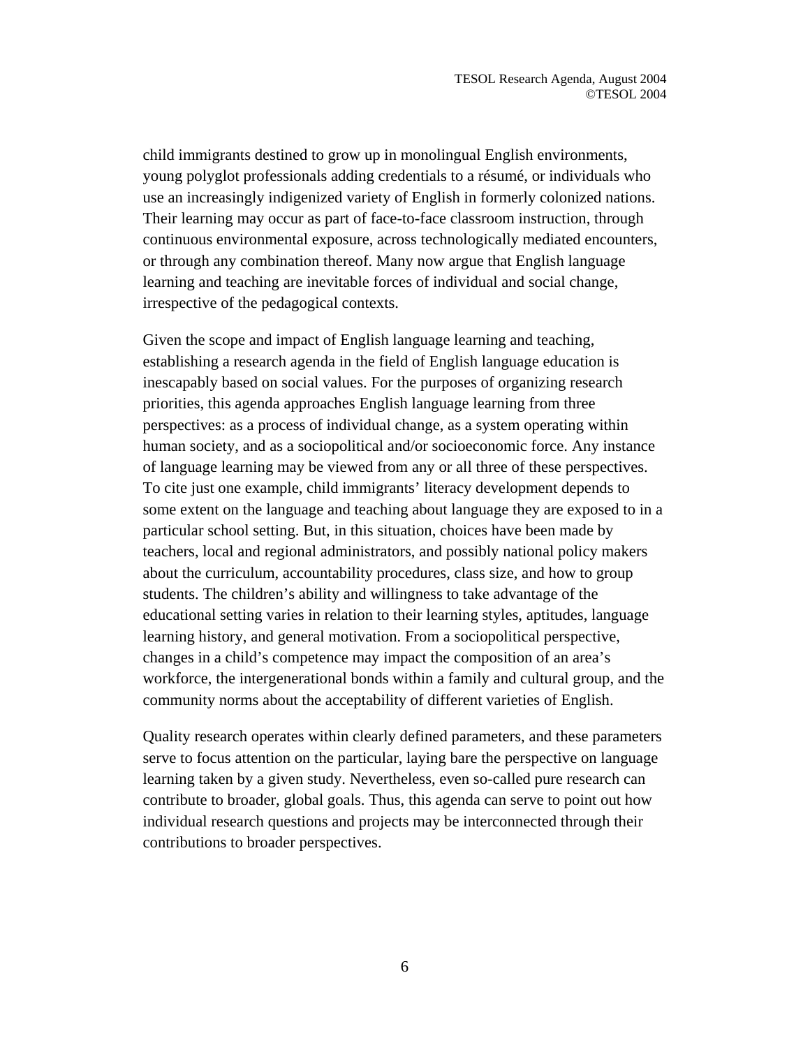child immigrants destined to grow up in monolingual English environments, young polyglot professionals adding credentials to a résumé, or individuals who use an increasingly indigenized variety of English in formerly colonized nations. Their learning may occur as part of face-to-face classroom instruction, through continuous environmental exposure, across technologically mediated encounters, or through any combination thereof. Many now argue that English language learning and teaching are inevitable forces of individual and social change, irrespective of the pedagogical contexts.

Given the scope and impact of English language learning and teaching, establishing a research agenda in the field of English language education is inescapably based on social values. For the purposes of organizing research priorities, this agenda approaches English language learning from three perspectives: as a process of individual change, as a system operating within human society, and as a sociopolitical and/or socioeconomic force. Any instance of language learning may be viewed from any or all three of these perspectives. To cite just one example, child immigrants' literacy development depends to some extent on the language and teaching about language they are exposed to in a particular school setting. But, in this situation, choices have been made by teachers, local and regional administrators, and possibly national policy makers about the curriculum, accountability procedures, class size, and how to group students. The children's ability and willingness to take advantage of the educational setting varies in relation to their learning styles, aptitudes, language learning history, and general motivation. From a sociopolitical perspective, changes in a child's competence may impact the composition of an area's workforce, the intergenerational bonds within a family and cultural group, and the community norms about the acceptability of different varieties of English.

Quality research operates within clearly defined parameters, and these parameters serve to focus attention on the particular, laying bare the perspective on language learning taken by a given study. Nevertheless, even so-called pure research can contribute to broader, global goals. Thus, this agenda can serve to point out how individual research questions and projects may be interconnected through their contributions to broader perspectives.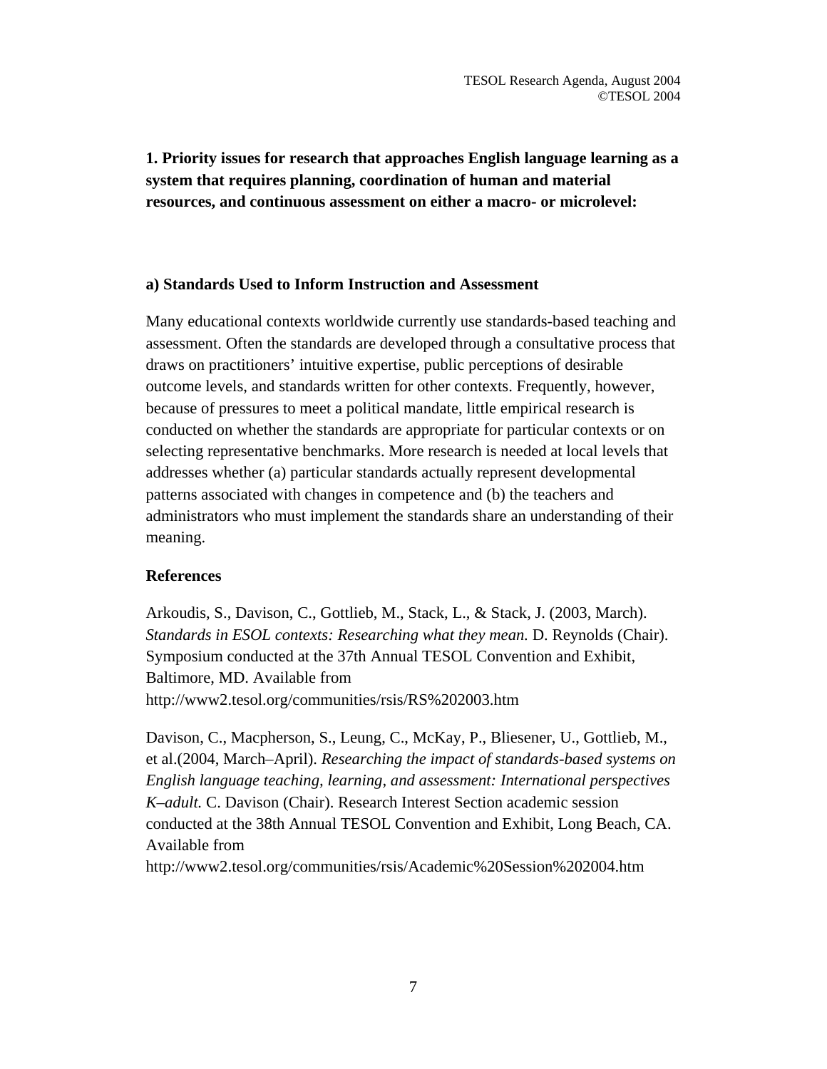**1. Priority issues for research that approaches English language learning as a system that requires planning, coordination of human and material resources, and continuous assessment on either a macro- or microlevel:**

**a) Standards Used to Inform Instruction and Assessment**

Many educational contexts worldwide currently use standards-based teaching and assessment. Often the standards are developed through a consultative process that draws on practitioners' intuitive expertise, public perceptions of desirable outcome levels, and standards written for other contexts. Frequently, however, because of pressures to meet a political mandate, little empirical research is conducted on whether the standards are appropriate for particular contexts or on selecting representative benchmarks. More research is needed at local levels that addresses whether (a) particular standards actually represent developmental patterns associated with changes in competence and (b) the teachers and administrators who must implement the standards share an understanding of their meaning.

**References**

Arkoudis, S., Davison, C., Gottlieb, M., Stack, L., & Stack, J. (2003, March). *Standards in ESOL contexts: Researching what they mean.* D. Reynolds (Chair). Symposium conducted at the 37th Annual TESOL Convention and Exhibit, Baltimore, MD. Available from http://www2.tesol.org/communities/rsis/RS%202003.htm

Davison, C., Macpherson, S., Leung, C., McKay, P., Bliesener, U., Gottlieb, M., et al.(2004, March–April). *Researching the impact of standards-based systems on English language teaching, learning, and assessment: International perspectives K–adult.* C. Davison (Chair). Research Interest Section academic session conducted at the 38th Annual TESOL Convention and Exhibit, Long Beach, CA. Available from http://www2.tesol.org/communities/rsis/Academic%20Session%202004.htm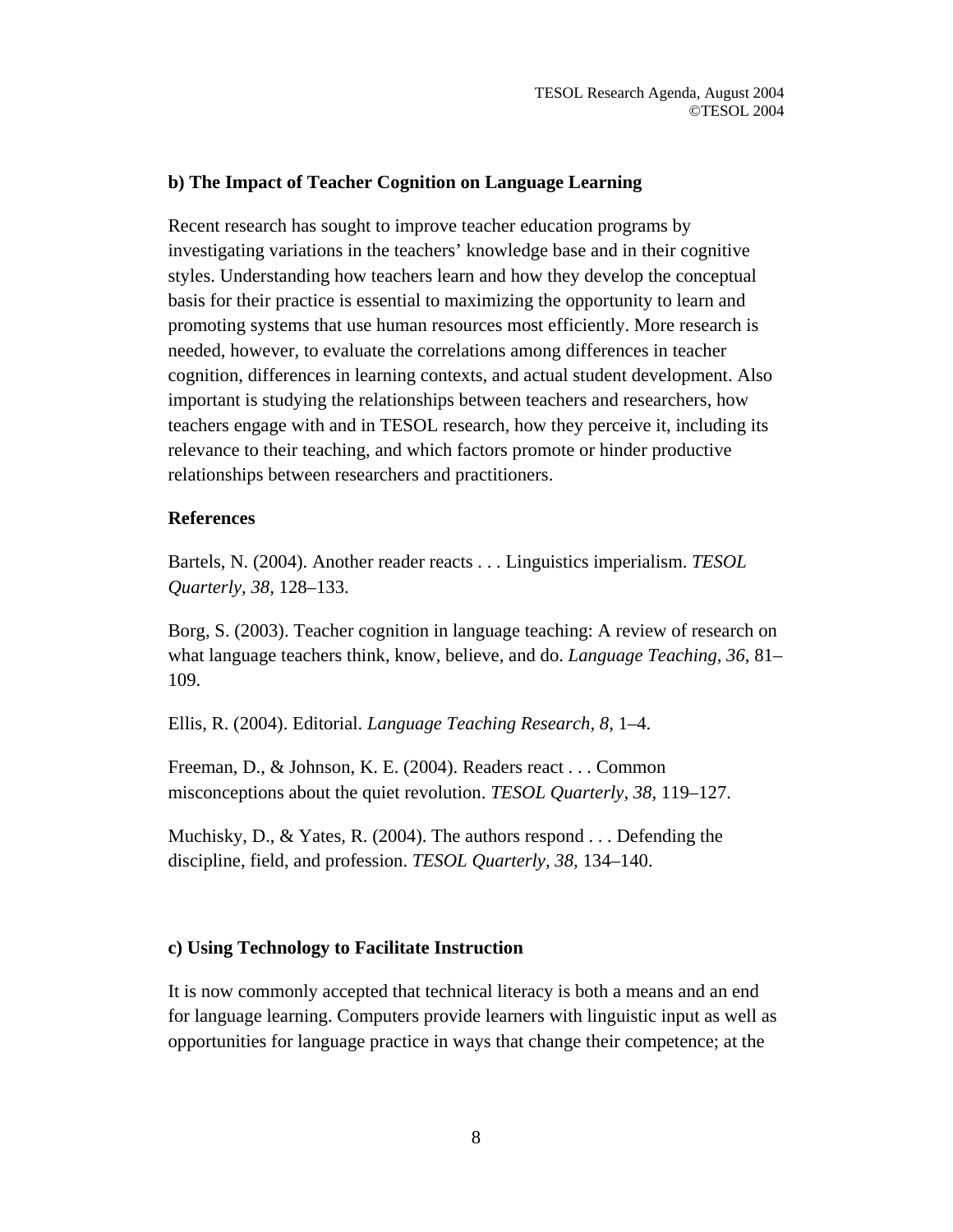### b) The Impact of Teacher Cognition on Language Learning

Recent research has sought to improve teacher education programs by investigating variations in the teachers' knowledge base and in their cognitive styles. Understanding how teachers learn and how they develop the conceptual basis for their practice is essential to maximizing the opportunity to learn and promoting systems that use human resources most efficiently. More research is needed, however, to evaluate the correlations among differences in teacher cognition, differences in learning contexts, and actual student development. Also important is studying the relationships between teachers and researchers, how teachers engage with and in TESOL research, how they perceive it, including its relevance to their teaching, and which factors promote or hinder productive relationships between researchers and practitioners.

#### References

Bartels, N. (2004). Another reader reacts . . . Linguistics imperialism. *TESOL Quarterly, 38,* 128–133.

Borg, S. (2003). Teacher cognition in language teaching: A review of research on what language teachers think, know, believe, and do. *Language Teaching, 36*, 81–109.

Ellis, R. (2004). Editorial. *Language Teaching Research, 8,* 1–4.

Freeman, D., & Johnson, K. E. (2004). Readers react . . . Common misconceptions about the quiet revolution. *TESOL Quarterly, 38,* 119–127.

Muchisky, D., & Yates, R. (2004). The authors respond . . . Defending the discipline, field, and profession. *TESOL Quarterly, 38,* 134–140.

### c) Using Technology to Facilitate Instruction

It is now commonly accepted that technical literacy is both a means and an end for language learning. Computers provide learners with linguistic input as well as opportunities for language practice in ways that change their competence; at the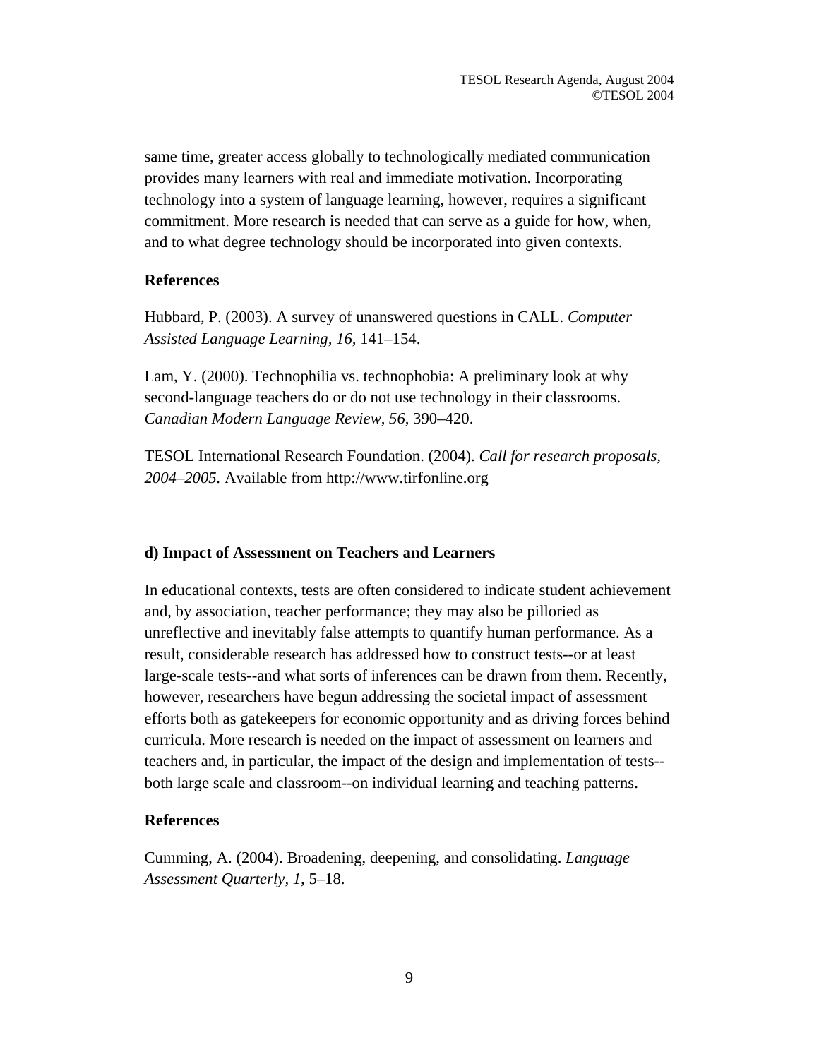same time, greater access globally to technologically mediated communication provides many learners with real and immediate motivation. Incorporating technology into a system of language learning, however, requires a significant commitment. More research is needed that can serve as a guide for how, when, and to what degree technology should be incorporated into given contexts.

**References**

Hubbard, P. (2003). A survey of unanswered questions in CALL. *Computer Assisted Language Learning, 16,* 141–154.

Lam, Y. (2000). Technophilia vs. technophobia: A preliminary look at why second-language teachers do or do not use technology in their classrooms. *Canadian Modern Language Review, 56,* 390–420.

TESOL International Research Foundation. (2004). *Call for research proposals, 2004–2005.* Available from http://www.tirfonline.org

### d) Impact of Assessment on Teachers and Learners

In educational contexts, tests are often considered to indicate student achievement and, by association, teacher performance; they may also be pilloried as unreflective and inevitably false attempts to quantify human performance. As a result, considerable research has addressed how to construct tests--or at least large-scale tests--and what sorts of inferences can be drawn from them. Recently, however, researchers have begun addressing the societal impact of assessment efforts both as gatekeepers for economic opportunity and as driving forces behind curricula. More research is needed on the impact of assessment on learners and teachers and, in particular, the impact of the design and implementation of tests--both large scale and classroom--on individual learning and teaching patterns.

**References**

Cumming, A. (2004). Broadening, deepening, and consolidating. *Language Assessment Quarterly, 1,* 5–18.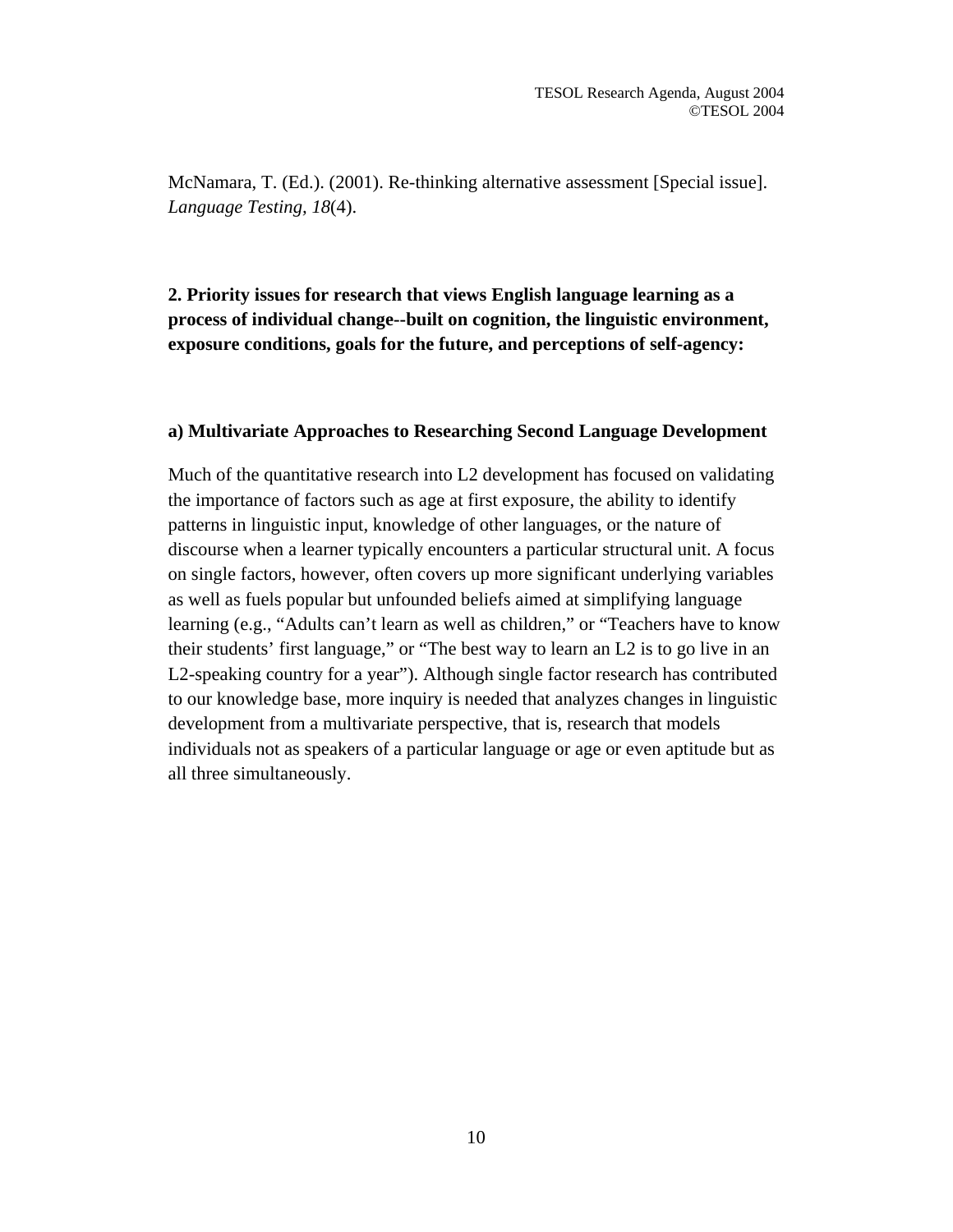McNamara, T. (Ed.). (2001). Re-thinking alternative assessment [Special issue]. *Language Testing, 18*(4).

## 2. Priority issues for research that views English language learning as a process of individual change--built on cognition, the linguistic environment, exposure conditions, goals for the future, and perceptions of self-agency:

### a) Multivariate Approaches to Researching Second Language Development

Much of the quantitative research into L2 development has focused on validating the importance of factors such as age at first exposure, the ability to identify patterns in linguistic input, knowledge of other languages, or the nature of discourse when a learner typically encounters a particular structural unit. A focus on single factors, however, often covers up more significant underlying variables as well as fuels popular but unfounded beliefs aimed at simplifying language learning (e.g., "Adults can't learn as well as children," or "Teachers have to know their students' first language," or "The best way to learn an L2 is to go live in an L2-speaking country for a year"). Although single factor research has contributed to our knowledge base, more inquiry is needed that analyzes changes in linguistic development from a multivariate perspective, that is, research that models individuals not as speakers of a particular language or age or even aptitude but as all three simultaneously.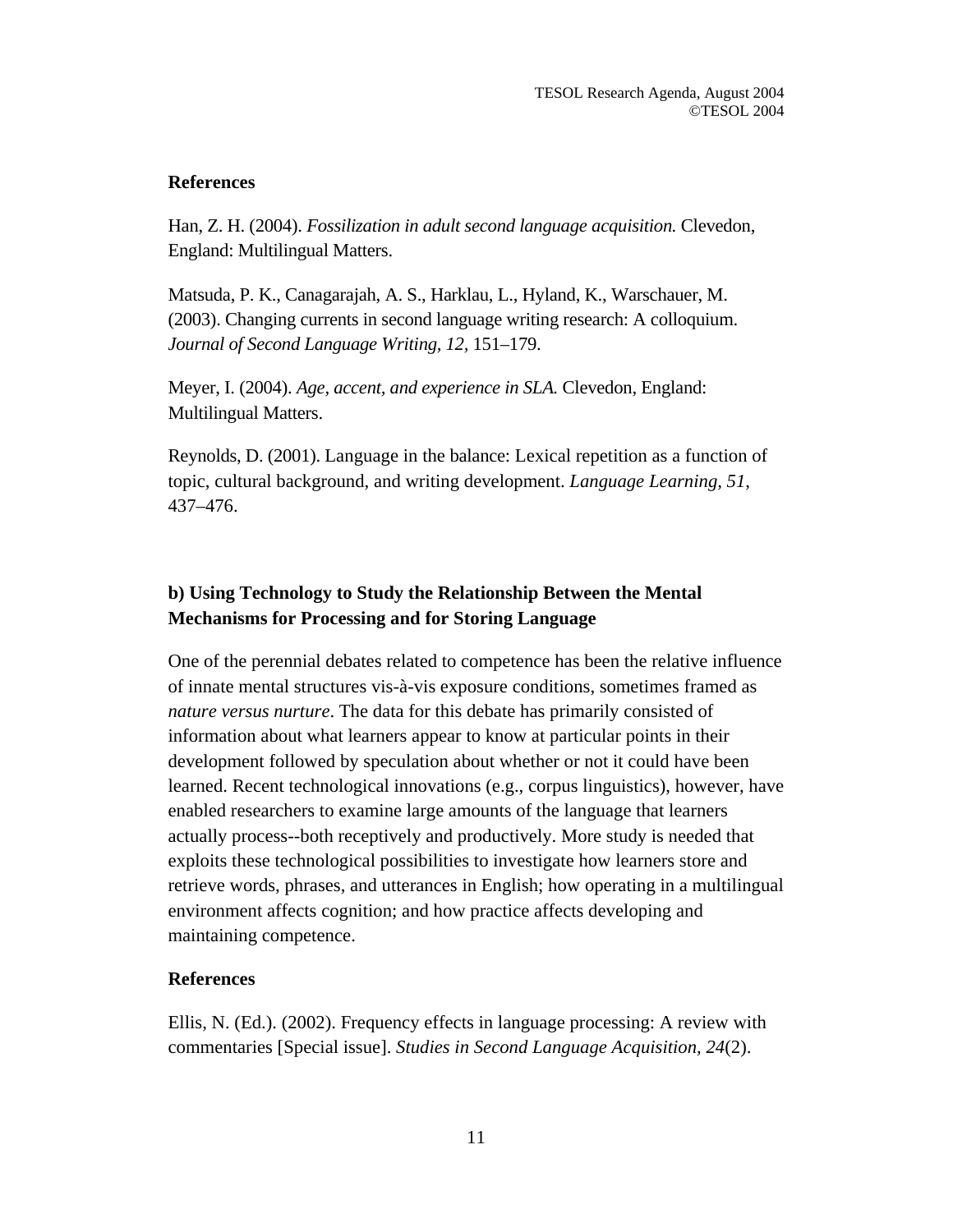**References**

Han, Z. H. (2004). *Fossilization in adult second language acquisition.* Clevedon, England: Multilingual Matters.

Matsuda, P. K., Canagarajah, A. S., Harklau, L., Hyland, K., Warschauer, M. (2003). Changing currents in second language writing research: A colloquium. *Journal of Second Language Writing, 12,* 151–179.

Meyer, I. (2004). *Age, accent, and experience in SLA.* Clevedon, England: Multilingual Matters.

Reynolds, D. (2001). Language in the balance: Lexical repetition as a function of topic, cultural background, and writing development. *Language Learning, 51*, 437–476.

### b) Using Technology to Study the Relationship Between the Mental Mechanisms for Processing and for Storing Language

One of the perennial debates related to competence has been the relative influence of innate mental structures vis-à-vis exposure conditions, sometimes framed as *nature versus nurture*. The data for this debate has primarily consisted of information about what learners appear to know at particular points in their development followed by speculation about whether or not it could have been learned. Recent technological innovations (e.g., corpus linguistics), however, have enabled researchers to examine large amounts of the language that learners actually process--both receptively and productively. More study is needed that exploits these technological possibilities to investigate how learners store and retrieve words, phrases, and utterances in English; how operating in a multilingual environment affects cognition; and how practice affects developing and maintaining competence.

**References**

Ellis, N. (Ed.). (2002). Frequency effects in language processing: A review with commentaries [Special issue]. *Studies in Second Language Acquisition, 24*(2).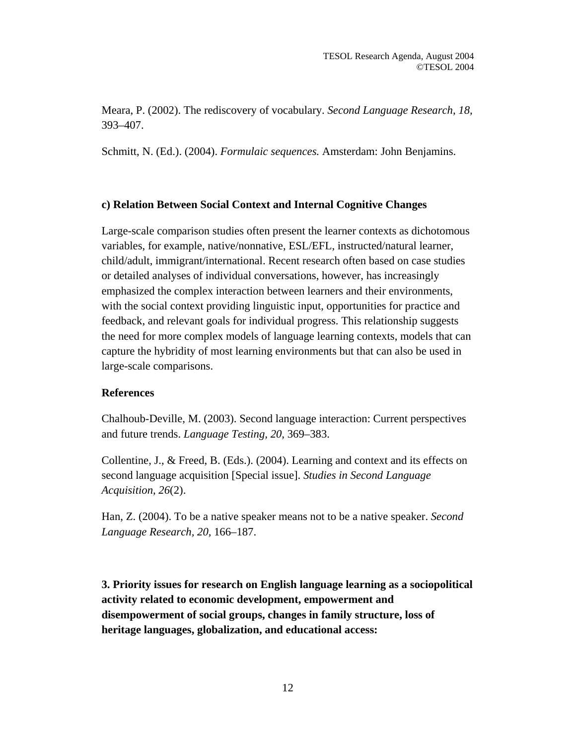Meara, P. (2002). The rediscovery of vocabulary. *Second Language Research, 18*, 393–407.

Schmitt, N. (Ed.). (2004). *Formulaic sequences.* Amsterdam: John Benjamins.

### c) Relation Between Social Context and Internal Cognitive Changes

Large-scale comparison studies often present the learner contexts as dichotomous variables, for example, native/nonnative, ESL/EFL, instructed/natural learner, child/adult, immigrant/international. Recent research often based on case studies or detailed analyses of individual conversations, however, has increasingly emphasized the complex interaction between learners and their environments, with the social context providing linguistic input, opportunities for practice and feedback, and relevant goals for individual progress. This relationship suggests the need for more complex models of language learning contexts, models that can capture the hybridity of most learning environments but that can also be used in large-scale comparisons.

#### References

Chalhoub-Deville, M. (2003). Second language interaction: Current perspectives and future trends. *Language Testing, 20*, 369–383.

Collentine, J., & Freed, B. (Eds.). (2004). Learning and context and its effects on second language acquisition [Special issue]. *Studies in Second Language Acquisition, 26*(2).

Han, Z. (2004). To be a native speaker means not to be a native speaker. *Second Language Research, 20*, 166–187.

## 3. Priority issues for research on English language learning as a sociopolitical activity related to economic development, empowerment and disempowerment of social groups, changes in family structure, loss of heritage languages, globalization, and educational access: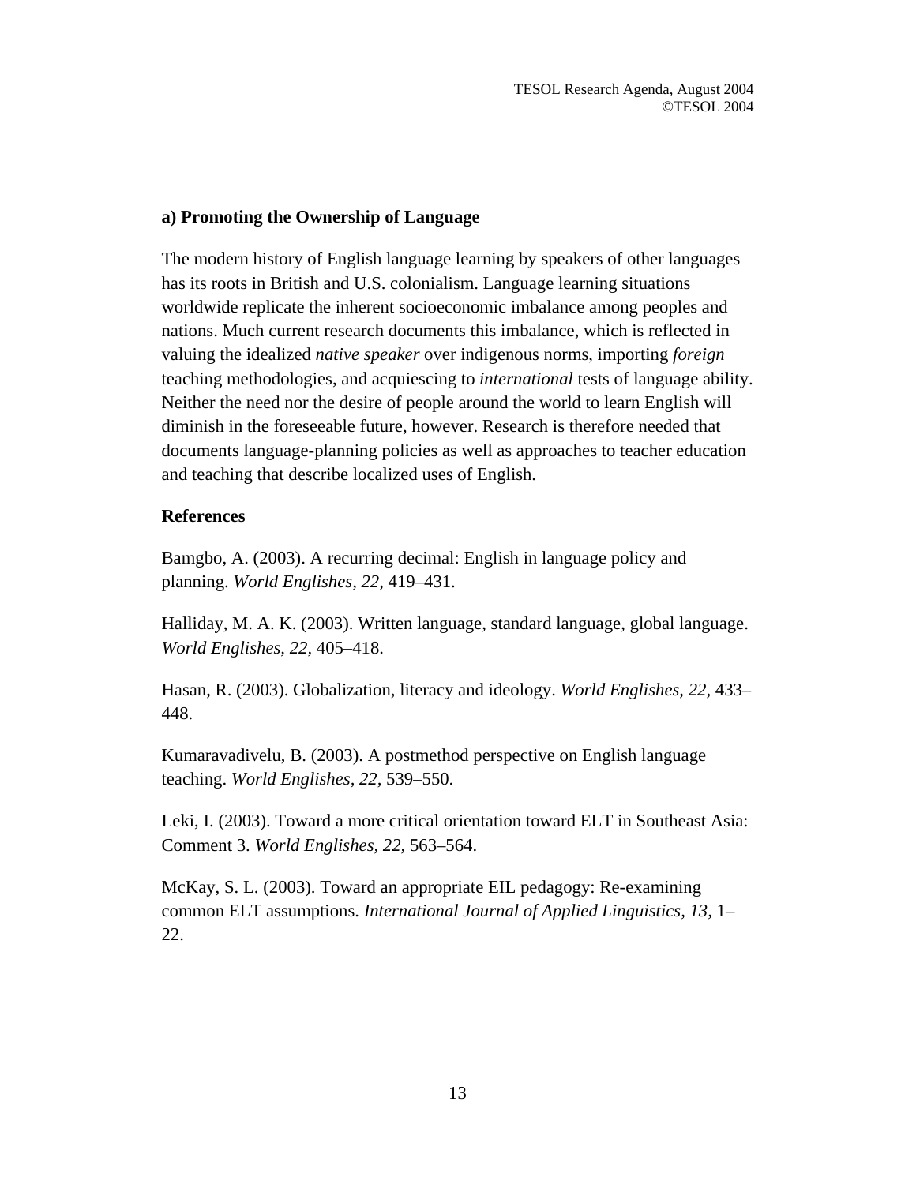### a) Promoting the Ownership of Language

The modern history of English language learning by speakers of other languages has its roots in British and U.S. colonialism. Language learning situations worldwide replicate the inherent socioeconomic imbalance among peoples and nations. Much current research documents this imbalance, which is reflected in valuing the idealized *native speaker* over indigenous norms, importing *foreign* teaching methodologies, and acquiescing to *international* tests of language ability. Neither the need nor the desire of people around the world to learn English will diminish in the foreseeable future, however. Research is therefore needed that documents language-planning policies as well as approaches to teacher education and teaching that describe localized uses of English.

#### References

Bamgbo, A. (2003). A recurring decimal: English in language policy and planning. *World Englishes, 22,* 419–431.

Halliday, M. A. K. (2003). Written language, standard language, global language. *World Englishes, 22,* 405–418.

Hasan, R. (2003). Globalization, literacy and ideology. *World Englishes, 22,* 433–448.

Kumaravadivelu, B. (2003). A postmethod perspective on English language teaching. *World Englishes, 22,* 539–550.

Leki, I. (2003). Toward a more critical orientation toward ELT in Southeast Asia: Comment 3. *World Englishes, 22,* 563–564.

McKay, S. L. (2003). Toward an appropriate EIL pedagogy: Re-examining common ELT assumptions. *International Journal of Applied Linguistics, 13,* 1–22.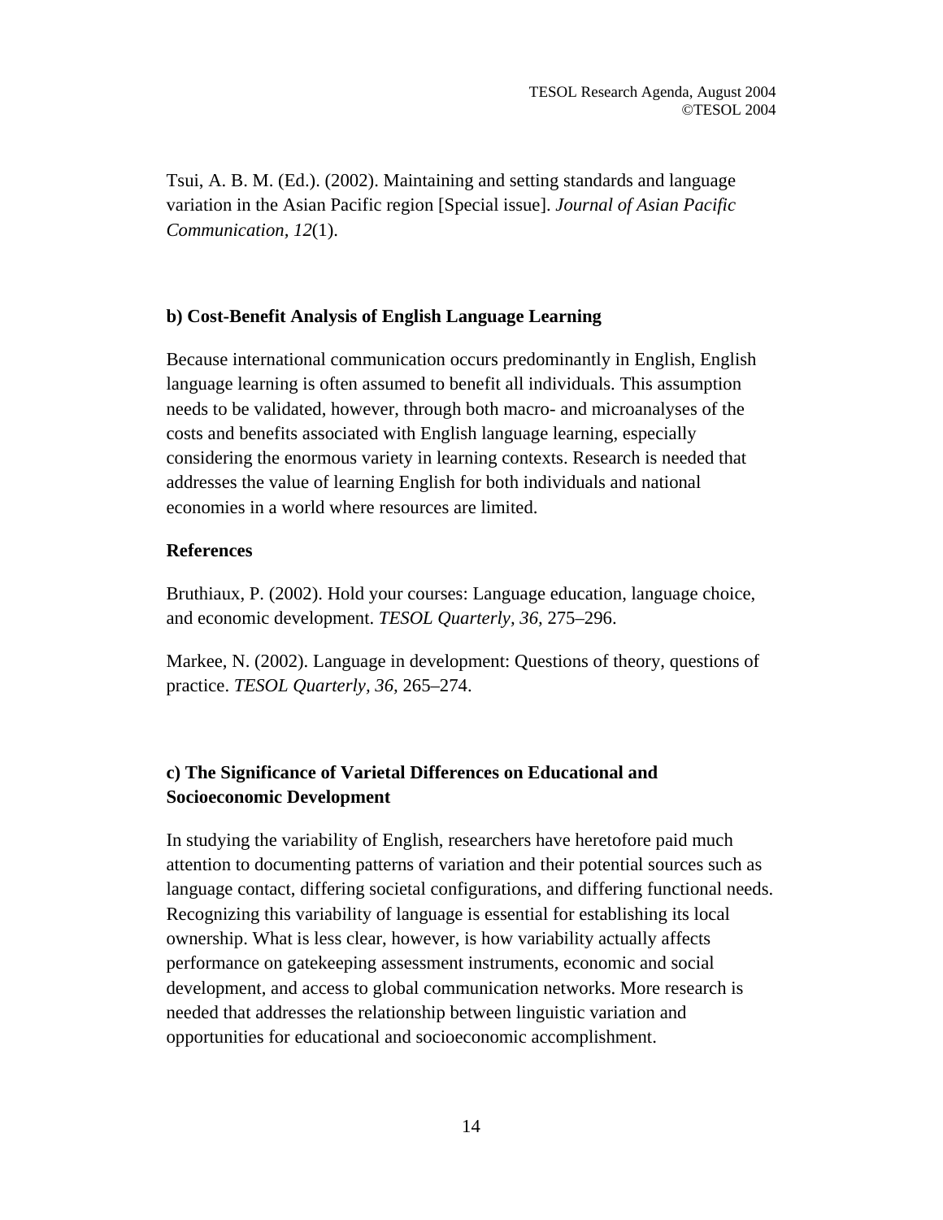Tsui, A. B. M. (Ed.). (2002). Maintaining and setting standards and language variation in the Asian Pacific region [Special issue]. *Journal of Asian Pacific Communication, 12*(1).

### b) Cost-Benefit Analysis of English Language Learning

Because international communication occurs predominantly in English, English language learning is often assumed to benefit all individuals. This assumption needs to be validated, however, through both macro- and microanalyses of the costs and benefits associated with English language learning, especially considering the enormous variety in learning contexts. Research is needed that addresses the value of learning English for both individuals and national economies in a world where resources are limited.

**References**

Bruthiaux, P. (2002). Hold your courses: Language education, language choice, and economic development. *TESOL Quarterly, 36,* 275–296.

Markee, N. (2002). Language in development: Questions of theory, questions of practice. *TESOL Quarterly, 36,* 265–274.

### c) The Significance of Varietal Differences on Educational and Socioeconomic Development

In studying the variability of English, researchers have heretofore paid much attention to documenting patterns of variation and their potential sources such as language contact, differing societal configurations, and differing functional needs. Recognizing this variability of language is essential for establishing its local ownership. What is less clear, however, is how variability actually affects performance on gatekeeping assessment instruments, economic and social development, and access to global communication networks. More research is needed that addresses the relationship between linguistic variation and opportunities for educational and socioeconomic accomplishment.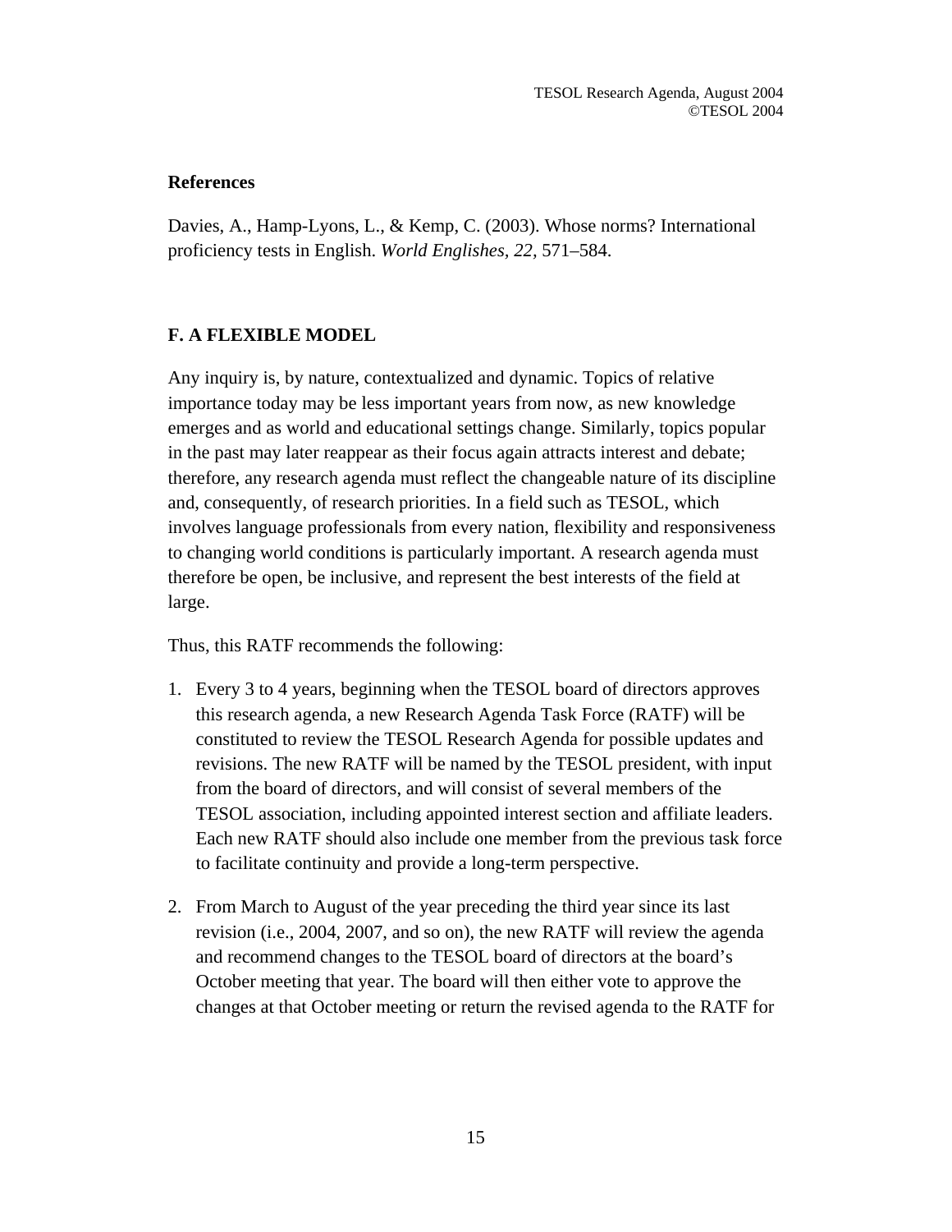## References

Davies, A., Hamp-Lyons, L., & Kemp, C. (2003). Whose norms? International proficiency tests in English. *World Englishes, 22,* 571–584.

## F. A FLEXIBLE MODEL

Any inquiry is, by nature, contextualized and dynamic. Topics of relative importance today may be less important years from now, as new knowledge emerges and as world and educational settings change. Similarly, topics popular in the past may later reappear as their focus again attracts interest and debate; therefore, any research agenda must reflect the changeable nature of its discipline and, consequently, of research priorities. In a field such as TESOL, which involves language professionals from every nation, flexibility and responsiveness to changing world conditions is particularly important. A research agenda must therefore be open, be inclusive, and represent the best interests of the field at large.

Thus, this RATF recommends the following:

1. Every 3 to 4 years, beginning when the TESOL board of directors approves this research agenda, a new Research Agenda Task Force (RATF) will be constituted to review the TESOL Research Agenda for possible updates and revisions. The new RATF will be named by the TESOL president, with input from the board of directors, and will consist of several members of the TESOL association, including appointed interest section and affiliate leaders. Each new RATF should also include one member from the previous task force to facilitate continuity and provide a long-term perspective.

2. From March to August of the year preceding the third year since its last revision (i.e., 2004, 2007, and so on), the new RATF will review the agenda and recommend changes to the TESOL board of directors at the board's October meeting that year. The board will then either vote to approve the changes at that October meeting or return the revised agenda to the RATF for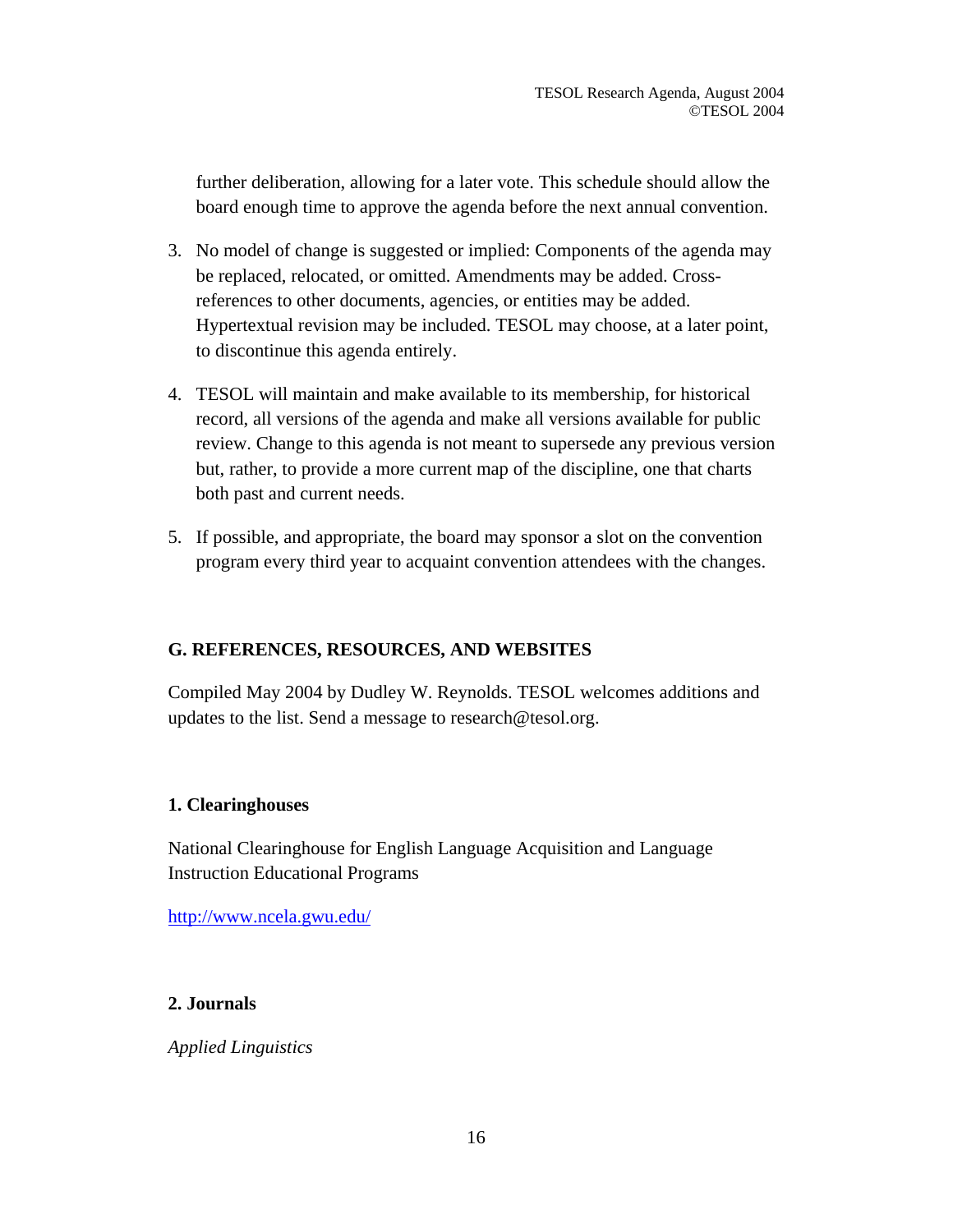further deliberation, allowing for a later vote. This schedule should allow the board enough time to approve the agenda before the next annual convention.

3. No model of change is suggested or implied: Components of the agenda may be replaced, relocated, or omitted. Amendments may be added. Cross-references to other documents, agencies, or entities may be added. Hypertextual revision may be included. TESOL may choose, at a later point, to discontinue this agenda entirely.

4. TESOL will maintain and make available to its membership, for historical record, all versions of the agenda and make all versions available for public review. Change to this agenda is not meant to supersede any previous version but, rather, to provide a more current map of the discipline, one that charts both past and current needs.

5. If possible, and appropriate, the board may sponsor a slot on the convention program every third year to acquaint convention attendees with the changes.

## G. REFERENCES, RESOURCES, AND WEBSITES

Compiled May 2004 by Dudley W. Reynolds. TESOL welcomes additions and updates to the list. Send a message to research@tesol.org.

### 1. Clearinghouses

National Clearinghouse for English Language Acquisition and Language Instruction Educational Programs

http://www.ncela.gwu.edu/

### 2. Journals

*Applied Linguistics*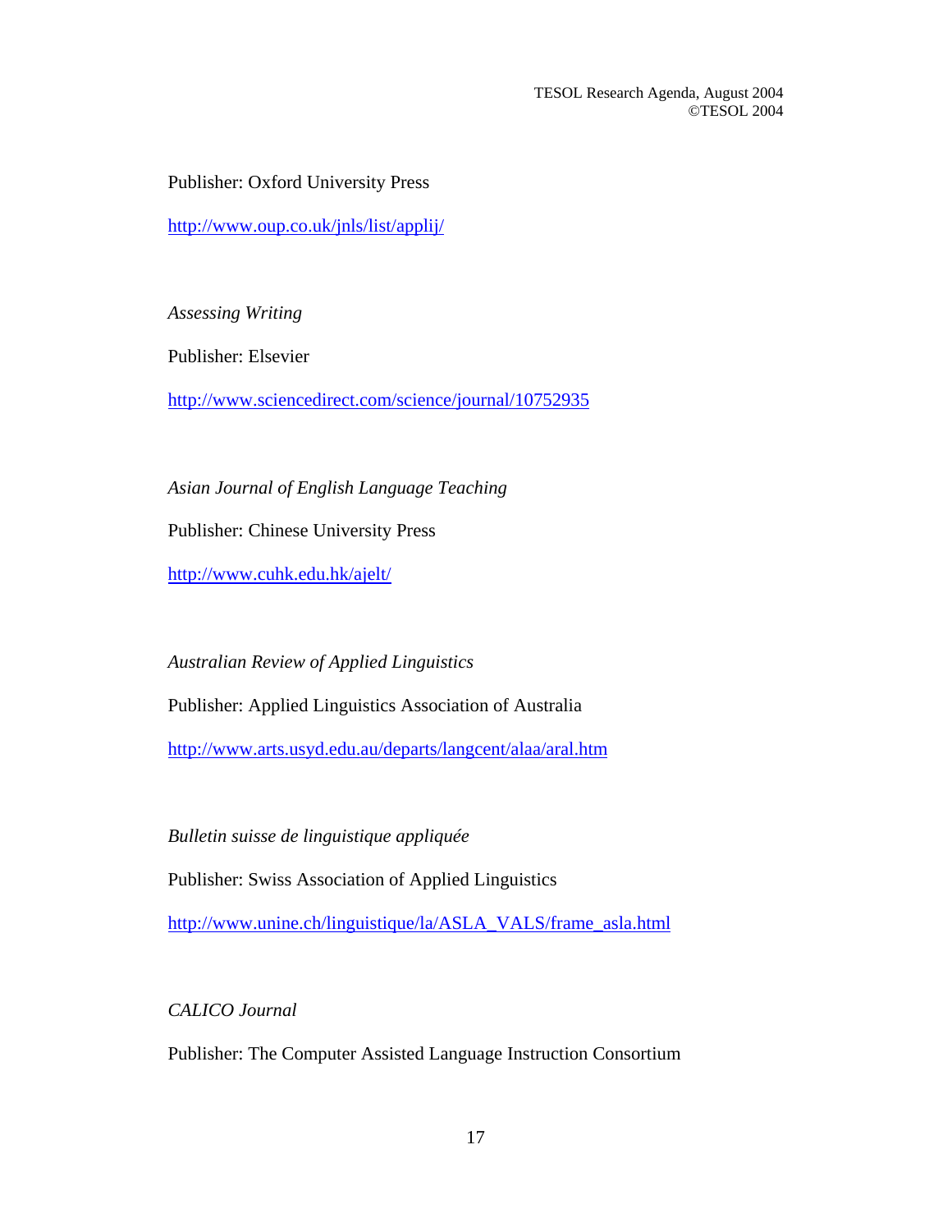Publisher: Oxford University Press

http://www.oup.co.uk/jnls/list/applij/

*Assessing Writing*

Publisher: Elsevier

http://www.sciencedirect.com/science/journal/10752935

*Asian Journal of English Language Teaching*

Publisher: Chinese University Press

http://www.cuhk.edu.hk/ajelt/

*Australian Review of Applied Linguistics*

Publisher: Applied Linguistics Association of Australia

http://www.arts.usyd.edu.au/departs/langcent/alaa/aral.htm

*Bulletin suisse de linguistique appliquée*

Publisher: Swiss Association of Applied Linguistics

http://www.unine.ch/linguistique/la/ASLA_VALS/frame_asla.html

*CALICO Journal*

Publisher: The Computer Assisted Language Instruction Consortium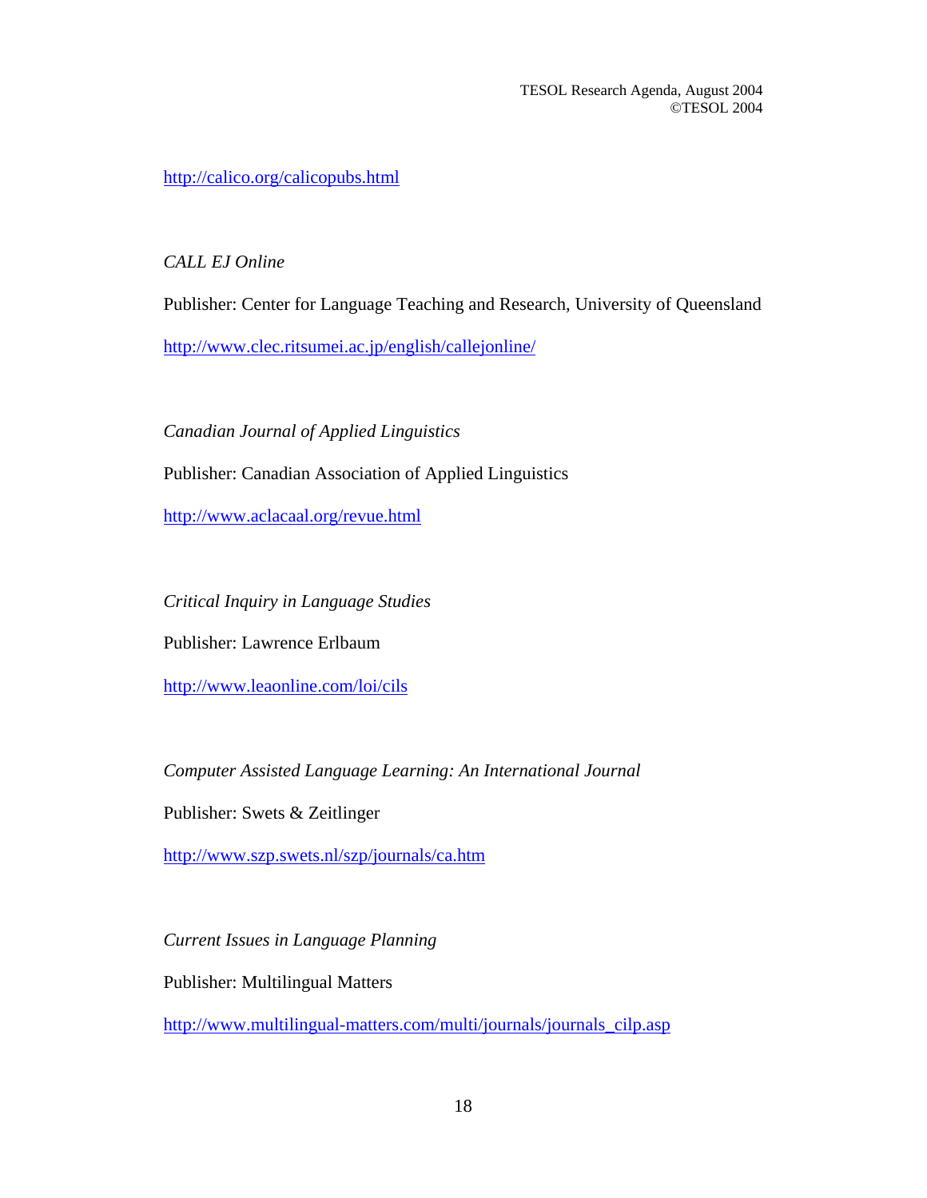http://calico.org/calicopubs.html

*CALL EJ Online*

Publisher: Center for Language Teaching and Research, University of Queensland

http://www.clec.ritsumei.ac.jp/english/callejonline/

*Canadian Journal of Applied Linguistics*

Publisher: Canadian Association of Applied Linguistics

http://www.aclacaal.org/revue.html

*Critical Inquiry in Language Studies*

Publisher: Lawrence Erlbaum

http://www.leaonline.com/loi/cils

*Computer Assisted Language Learning: An International Journal*

Publisher: Swets & Zeitlinger

http://www.szp.swets.nl/szp/journals/ca.htm

*Current Issues in Language Planning*

Publisher: Multilingual Matters

http://www.multilingual-matters.com/multi/journals/journals_cilp.asp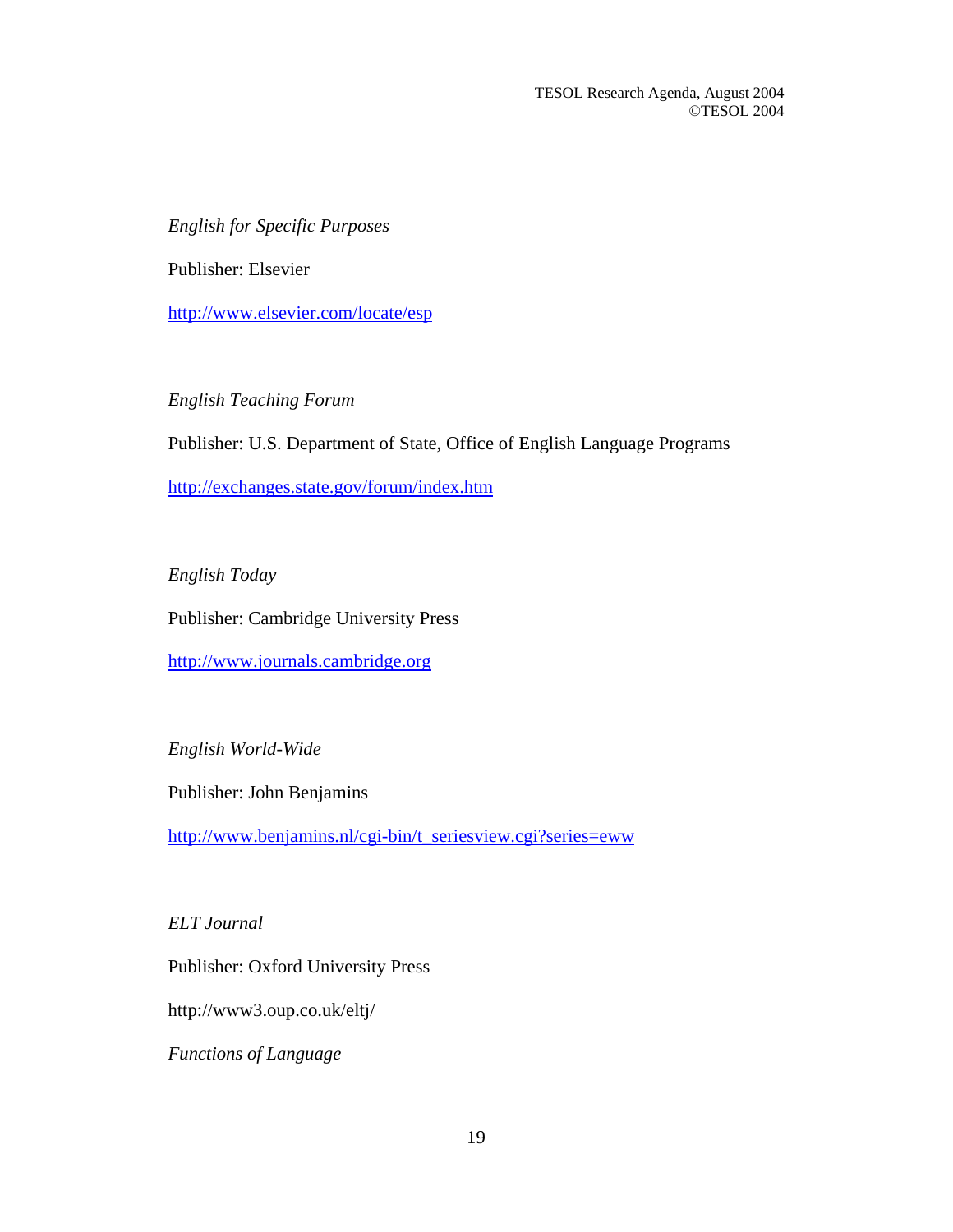*English for Specific Purposes*

Publisher: Elsevier

http://www.elsevier.com/locate/esp

*English Teaching Forum*

Publisher: U.S. Department of State, Office of English Language Programs

http://exchanges.state.gov/forum/index.htm

*English Today*

Publisher: Cambridge University Press

http://www.journals.cambridge.org

*English World-Wide*

Publisher: John Benjamins

http://www.benjamins.nl/cgi-bin/t_seriesview.cgi?series=eww

*ELT Journal*

Publisher: Oxford University Press

http://www3.oup.co.uk/eltj/

*Functions of Language*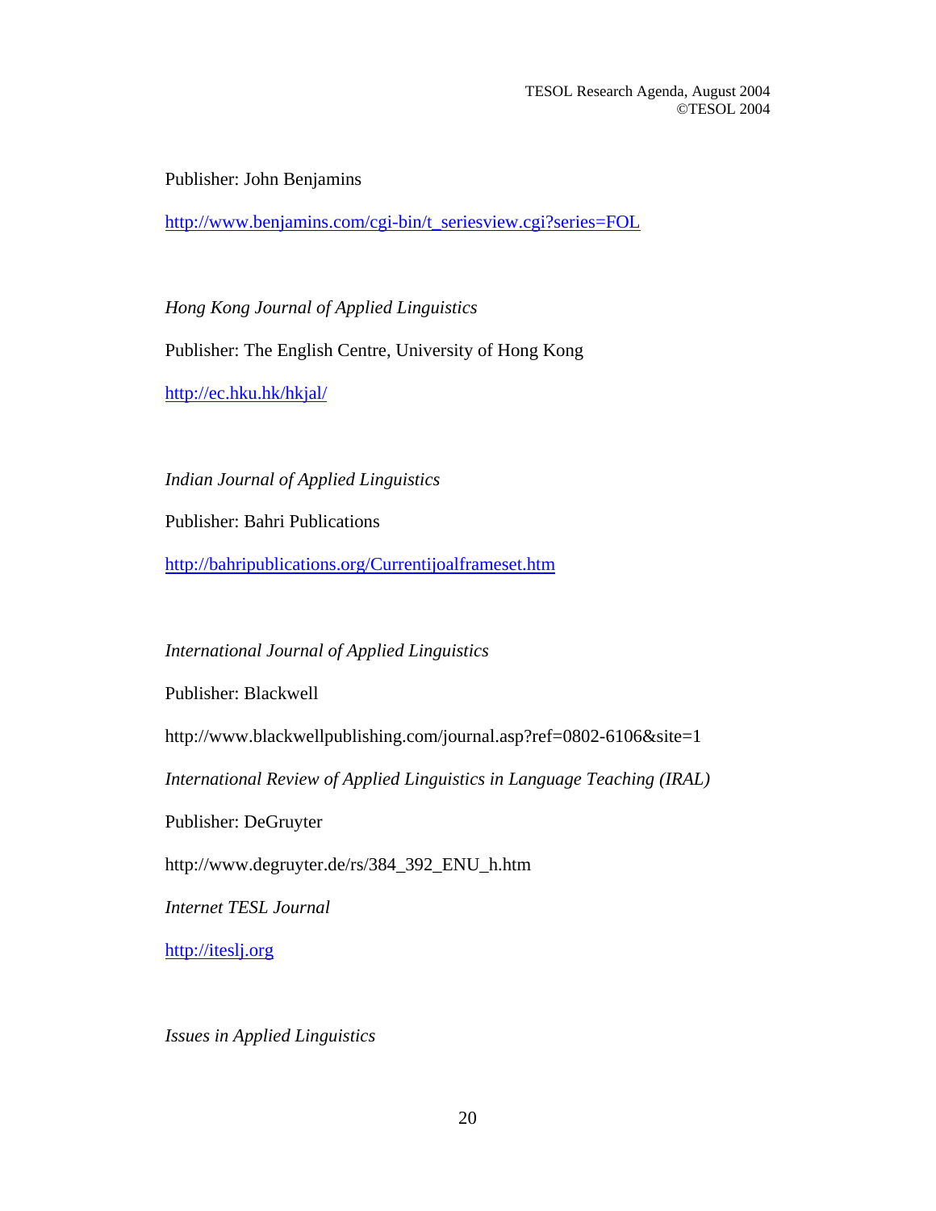Publisher: John Benjamins

http://www.benjamins.com/cgi-bin/t_seriesview.cgi?series=FOL

*Hong Kong Journal of Applied Linguistics*

Publisher: The English Centre, University of Hong Kong

http://ec.hku.hk/hkjal/

*Indian Journal of Applied Linguistics*

Publisher: Bahri Publications

http://bahripublications.org/Currentijoalframeset.htm

*International Journal of Applied Linguistics*

Publisher: Blackwell

http://www.blackwellpublishing.com/journal.asp?ref=0802-6106&site=1

*International Review of Applied Linguistics in Language Teaching (IRAL)*

Publisher: DeGruyter

http://www.degruyter.de/rs/384_392_ENU_h.htm

*Internet TESL Journal*

http://iteslj.org

*Issues in Applied Linguistics*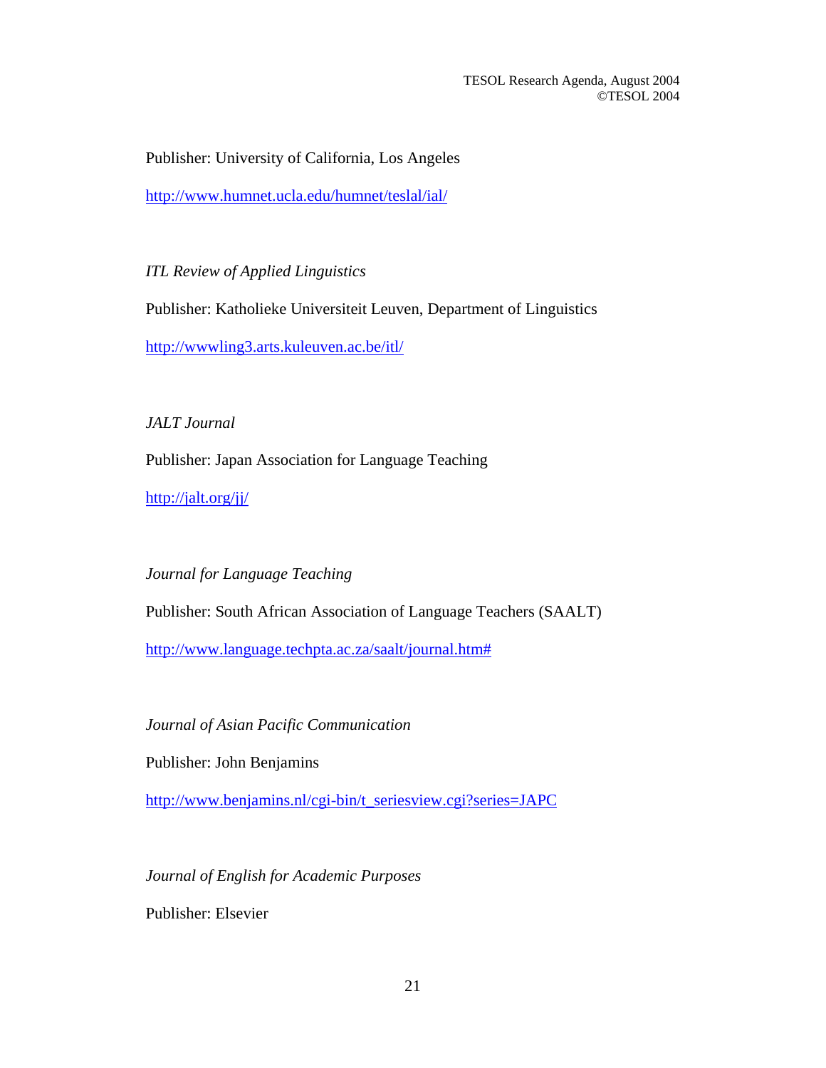Publisher: University of California, Los Angeles

http://www.humnet.ucla.edu/humnet/teslal/ial/

*ITL Review of Applied Linguistics*

Publisher: Katholieke Universiteit Leuven, Department of Linguistics

http://wwwling3.arts.kuleuven.ac.be/itl/

*JALT Journal*

Publisher: Japan Association for Language Teaching

http://jalt.org/jj/

*Journal for Language Teaching*

Publisher: South African Association of Language Teachers (SAALT)

http://www.language.techpta.ac.za/saalt/journal.htm#

*Journal of Asian Pacific Communication*

Publisher: John Benjamins

http://www.benjamins.nl/cgi-bin/t_seriesview.cgi?series=JAPC

*Journal of English for Academic Purposes*

Publisher: Elsevier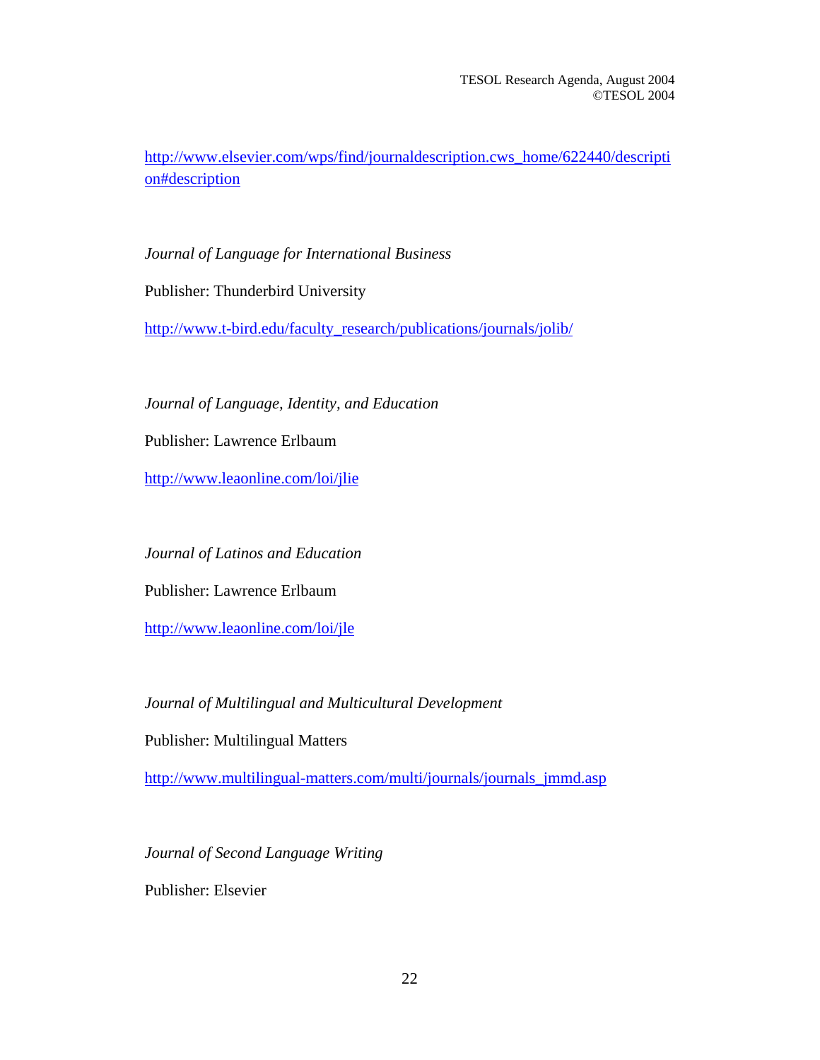http://www.elsevier.com/wps/find/journaldescription.cws_home/622440/description#description

*Journal of Language for International Business*

Publisher: Thunderbird University

http://www.t-bird.edu/faculty_research/publications/journals/jolib/

*Journal of Language, Identity, and Education*

Publisher: Lawrence Erlbaum

http://www.leaonline.com/loi/jlie

*Journal of Latinos and Education*

Publisher: Lawrence Erlbaum

http://www.leaonline.com/loi/jle

*Journal of Multilingual and Multicultural Development*

Publisher: Multilingual Matters

http://www.multilingual-matters.com/multi/journals/journals_jmmd.asp

*Journal of Second Language Writing*

Publisher: Elsevier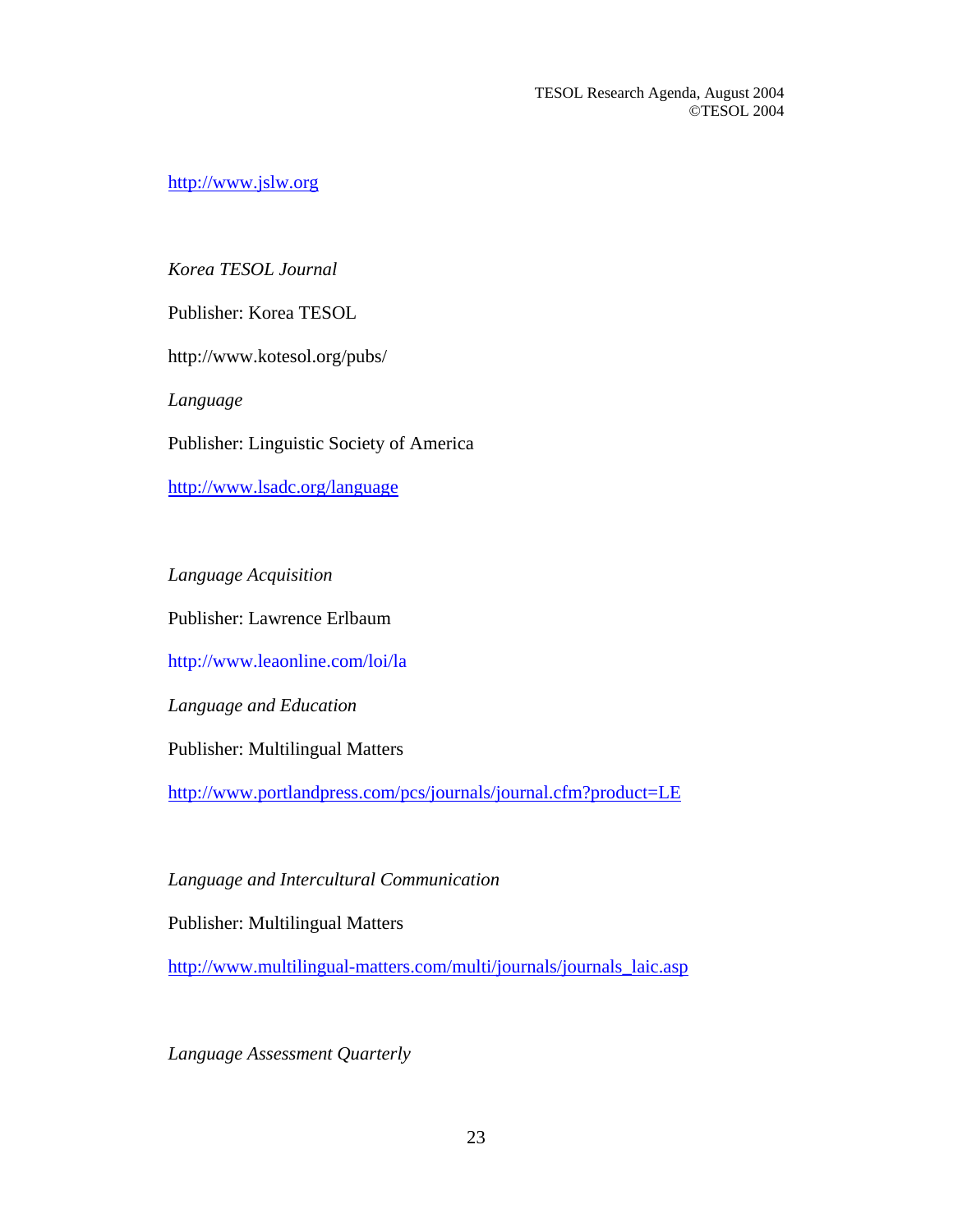http://www.jslw.org

*Korea TESOL Journal*

Publisher: Korea TESOL

http://www.kotesol.org/pubs/

*Language*

Publisher: Linguistic Society of America

http://www.lsadc.org/language

*Language Acquisition*

Publisher: Lawrence Erlbaum

http://www.leaonline.com/loi/la

*Language and Education*

Publisher: Multilingual Matters

http://www.portlandpress.com/pcs/journals/journal.cfm?product=LE

*Language and Intercultural Communication*

Publisher: Multilingual Matters

http://www.multilingual-matters.com/multi/journals/journals_laic.asp

*Language Assessment Quarterly*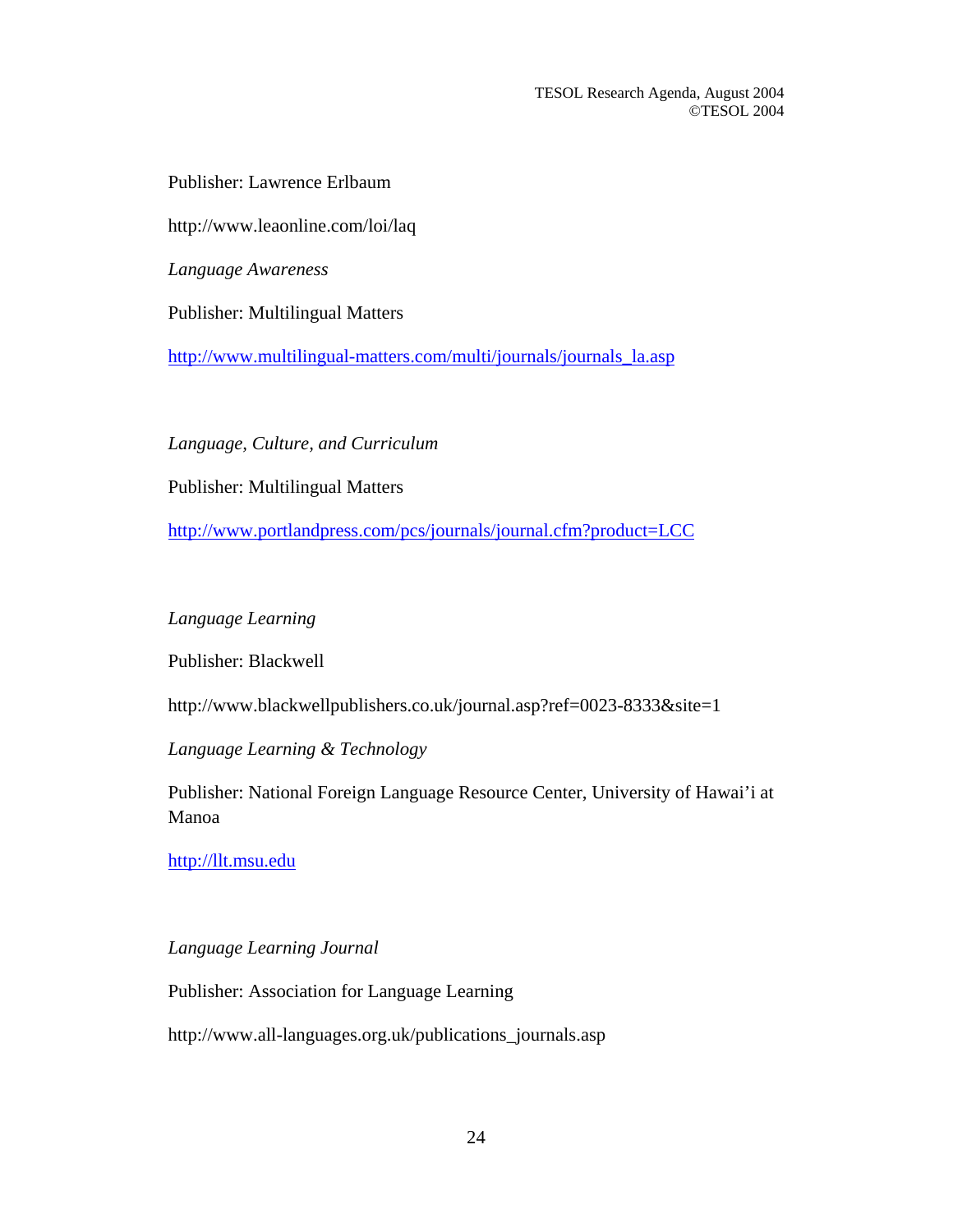Publisher: Lawrence Erlbaum

http://www.leaonline.com/loi/laq

*Language Awareness*

Publisher: Multilingual Matters

http://www.multilingual-matters.com/multi/journals/journals_la.asp

*Language, Culture, and Curriculum*

Publisher: Multilingual Matters

http://www.portlandpress.com/pcs/journals/journal.cfm?product=LCC

*Language Learning*

Publisher: Blackwell

http://www.blackwellpublishers.co.uk/journal.asp?ref=0023-8333&site=1

*Language Learning & Technology*

Publisher: National Foreign Language Resource Center, University of Hawai'i at Manoa

http://llt.msu.edu

*Language Learning Journal*

Publisher: Association for Language Learning

http://www.all-languages.org.uk/publications_journals.asp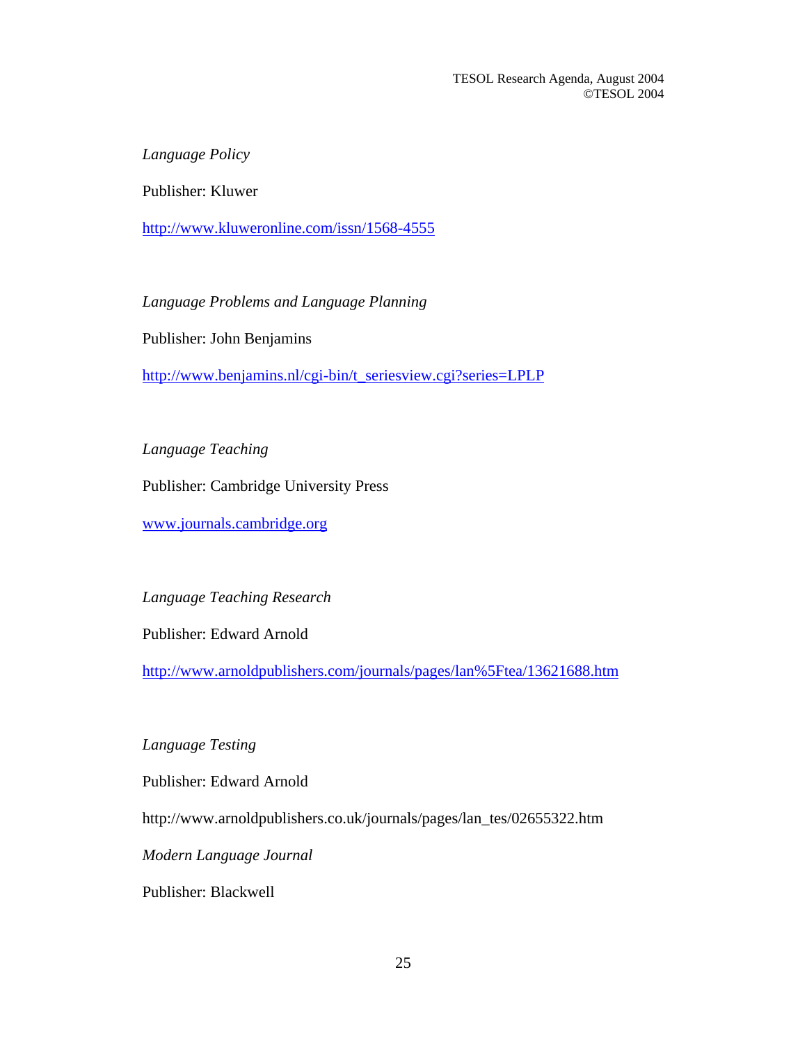*Language Policy*

Publisher: Kluwer

http://www.kluweronline.com/issn/1568-4555

*Language Problems and Language Planning*

Publisher: John Benjamins

http://www.benjamins.nl/cgi-bin/t_seriesview.cgi?series=LPLP

*Language Teaching*

Publisher: Cambridge University Press

www.journals.cambridge.org

*Language Teaching Research*

Publisher: Edward Arnold

http://www.arnoldpublishers.com/journals/pages/lan%5Ftea/13621688.htm

*Language Testing*

Publisher: Edward Arnold

http://www.arnoldpublishers.co.uk/journals/pages/lan_tes/02655322.htm

*Modern Language Journal*

Publisher: Blackwell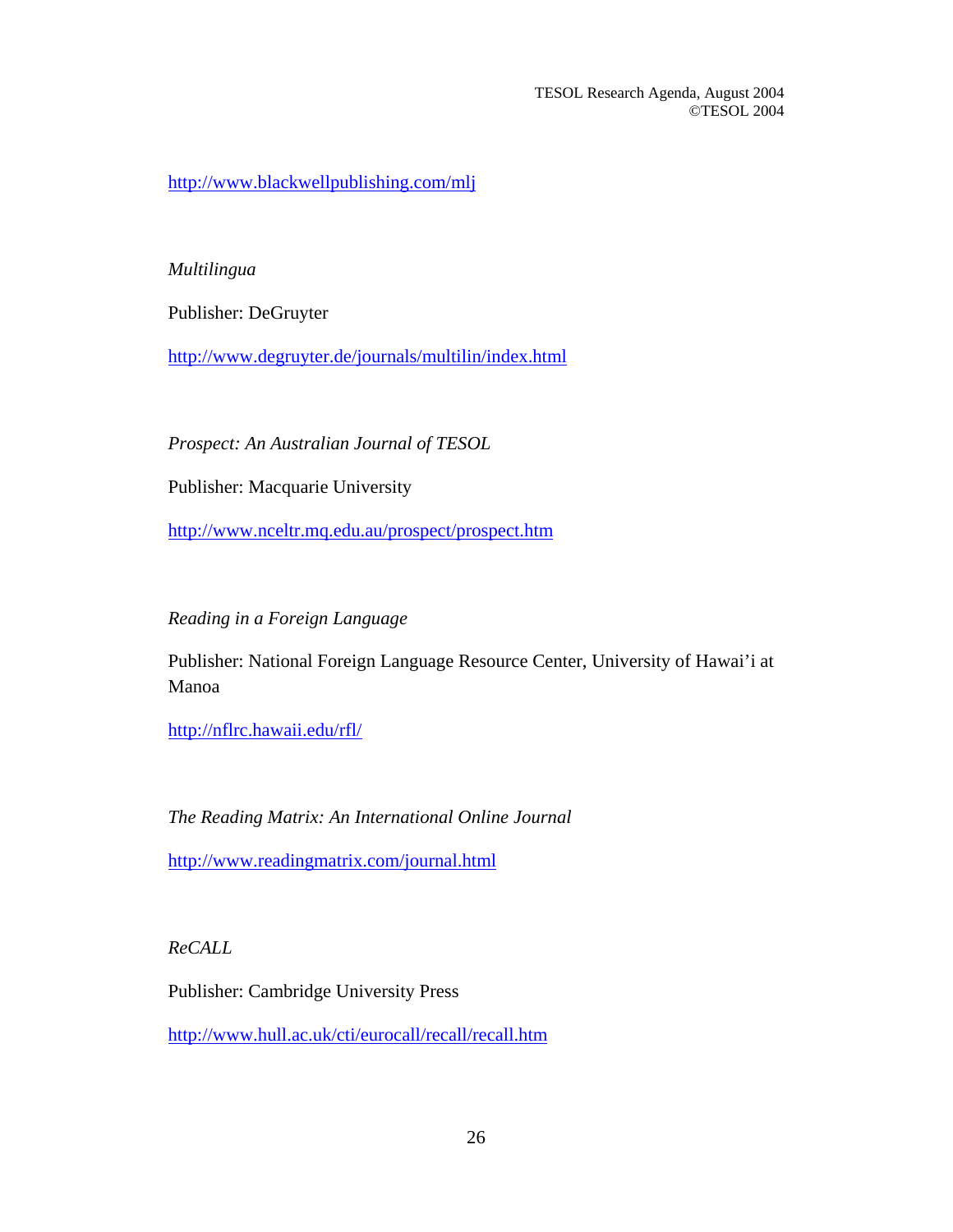http://www.blackwellpublishing.com/mlj

*Multilingua*

Publisher: DeGruyter

http://www.degruyter.de/journals/multilin/index.html

*Prospect: An Australian Journal of TESOL*

Publisher: Macquarie University

http://www.nceltr.mq.edu.au/prospect/prospect.htm

*Reading in a Foreign Language*

Publisher: National Foreign Language Resource Center, University of Hawai'i at Manoa

http://nflrc.hawaii.edu/rfl/

*The Reading Matrix: An International Online Journal*

http://www.readingmatrix.com/journal.html

*ReCALL*

Publisher: Cambridge University Press

http://www.hull.ac.uk/cti/eurocall/recall/recall.htm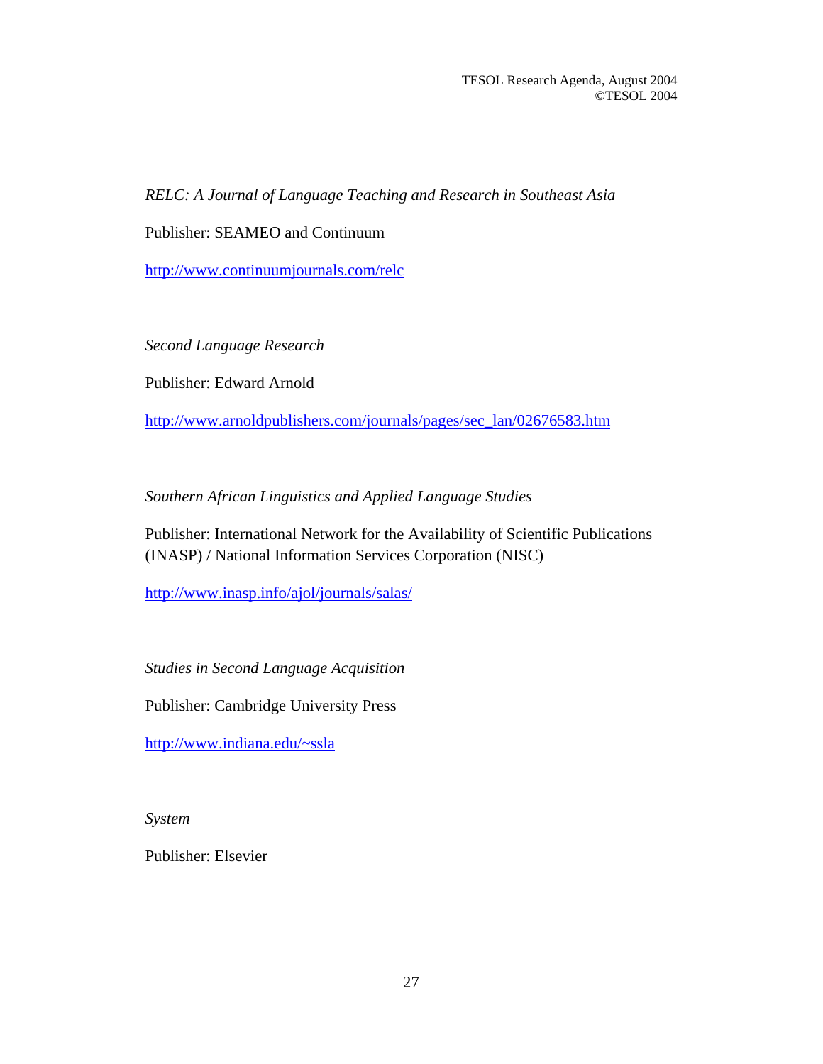*RELC: A Journal of Language Teaching and Research in Southeast Asia*

Publisher: SEAMEO and Continuum

http://www.continuumjournals.com/relc

*Second Language Research*

Publisher: Edward Arnold

http://www.arnoldpublishers.com/journals/pages/sec_lan/02676583.htm

*Southern African Linguistics and Applied Language Studies*

Publisher: International Network for the Availability of Scientific Publications (INASP) / National Information Services Corporation (NISC)

http://www.inasp.info/ajol/journals/salas/

*Studies in Second Language Acquisition*

Publisher: Cambridge University Press

http://www.indiana.edu/~ssla

*System*

Publisher: Elsevier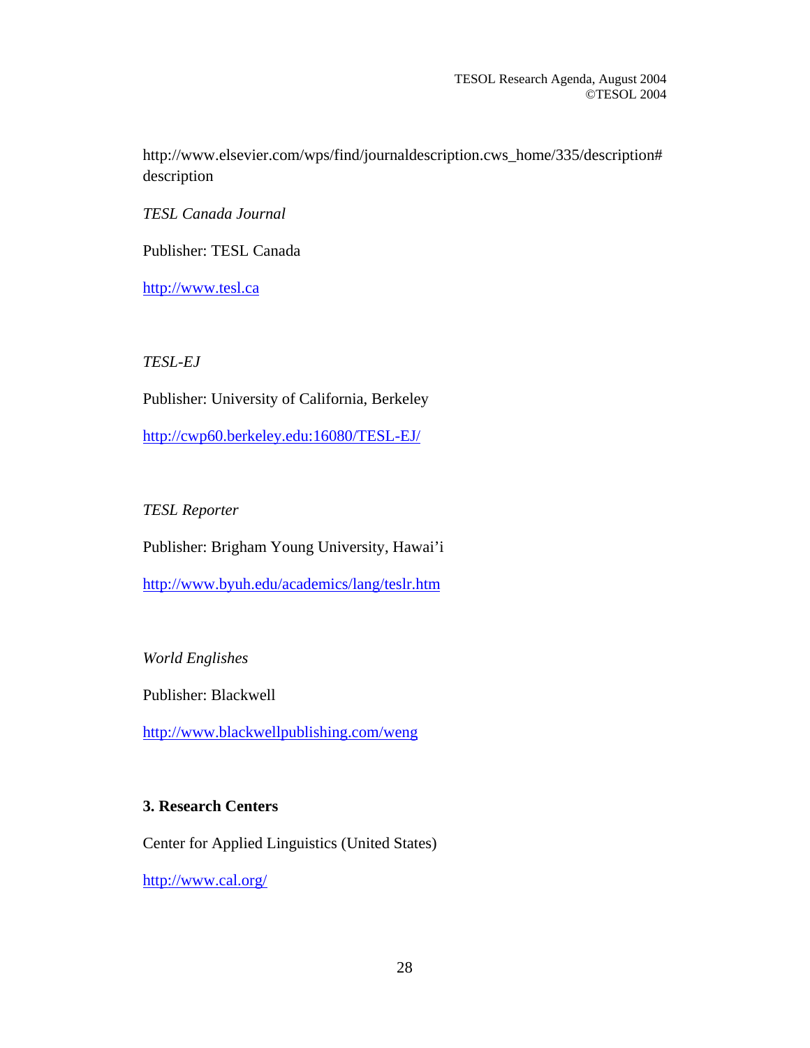http://www.elsevier.com/wps/find/journaldescription.cws_home/335/description#description

*TESL Canada Journal*

Publisher: TESL Canada

http://www.tesl.ca

*TESL-EJ*

Publisher: University of California, Berkeley

http://cwp60.berkeley.edu:16080/TESL-EJ/

*TESL Reporter*

Publisher: Brigham Young University, Hawai'i

http://www.byuh.edu/academics/lang/teslr.htm

*World Englishes*

Publisher: Blackwell

http://www.blackwellpublishing.com/weng

**3. Research Centers**

Center for Applied Linguistics (United States)

http://www.cal.org/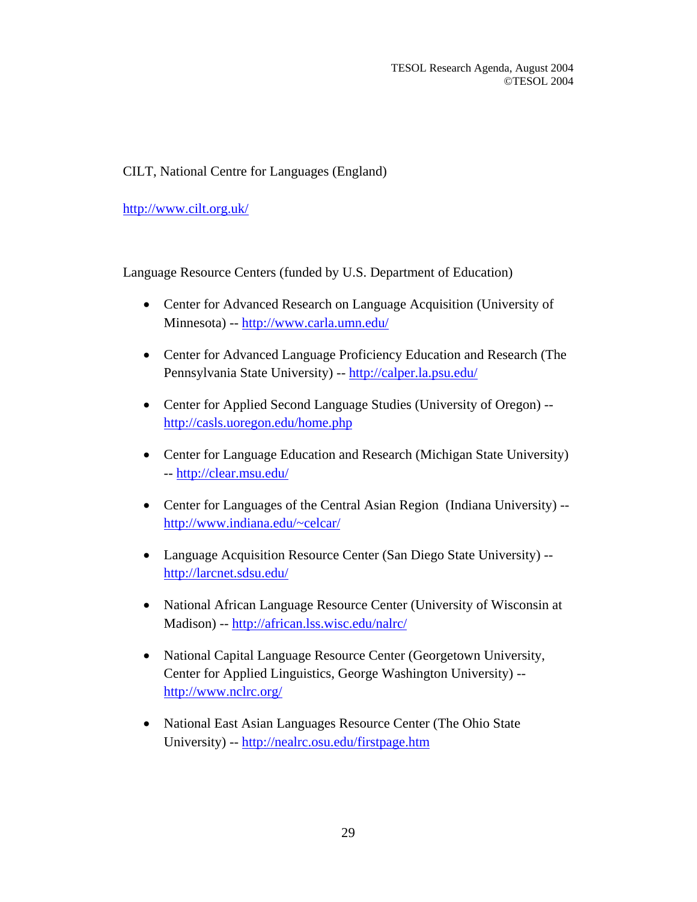CILT, National Centre for Languages (England)

http://www.cilt.org.uk/

Language Resource Centers (funded by U.S. Department of Education)

- Center for Advanced Research on Language Acquisition (University of Minnesota) -- http://www.carla.umn.edu/
- Center for Advanced Language Proficiency Education and Research (The Pennsylvania State University) -- http://calper.la.psu.edu/
- Center for Applied Second Language Studies (University of Oregon) -- http://casls.uoregon.edu/home.php
- Center for Language Education and Research (Michigan State University) -- http://clear.msu.edu/
- Center for Languages of the Central Asian Region (Indiana University) -- http://www.indiana.edu/~celcar/
- Language Acquisition Resource Center (San Diego State University) -- http://larcnet.sdsu.edu/
- National African Language Resource Center (University of Wisconsin at Madison) -- http://african.lss.wisc.edu/nalrc/
- National Capital Language Resource Center (Georgetown University, Center for Applied Linguistics, George Washington University) -- http://www.nclrc.org/
- National East Asian Languages Resource Center (The Ohio State University) -- http://nealrc.osu.edu/firstpage.htm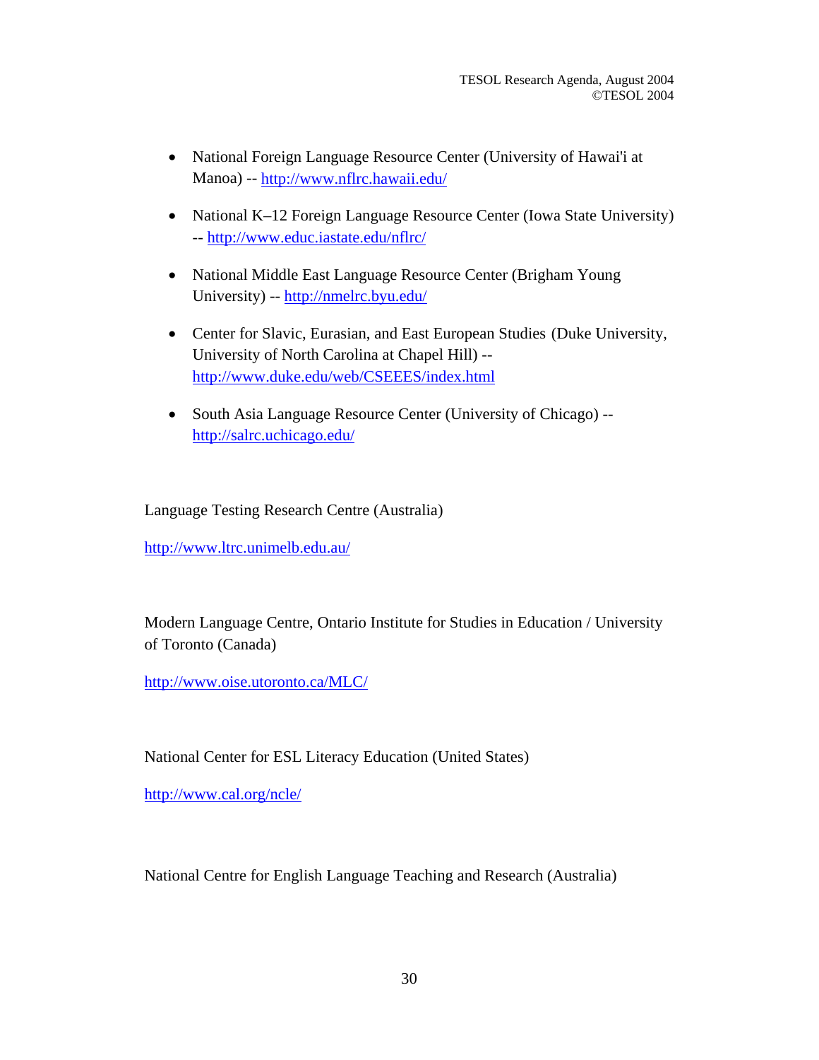- National Foreign Language Resource Center (University of Hawai'i at Manoa) -- http://www.nflrc.hawaii.edu/

- National K–12 Foreign Language Resource Center (Iowa State University) -- http://www.educ.iastate.edu/nflrc/

- National Middle East Language Resource Center (Brigham Young University) -- http://nmelrc.byu.edu/

- Center for Slavic, Eurasian, and East European Studies (Duke University, University of North Carolina at Chapel Hill) -- http://www.duke.edu/web/CSEEES/index.html

- South Asia Language Resource Center (University of Chicago) -- http://salrc.uchicago.edu/

Language Testing Research Centre (Australia)

http://www.ltrc.unimelb.edu.au/

Modern Language Centre, Ontario Institute for Studies in Education / University of Toronto (Canada)

http://www.oise.utoronto.ca/MLC/

National Center for ESL Literacy Education (United States)

http://www.cal.org/ncle/

National Centre for English Language Teaching and Research (Australia)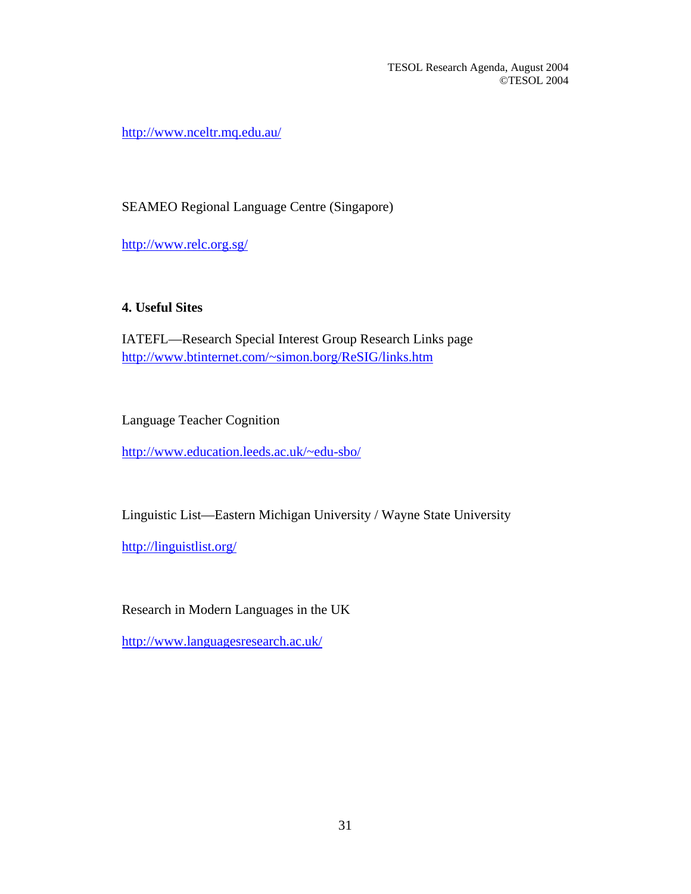http://www.nceltr.mq.edu.au/

SEAMEO Regional Language Centre (Singapore)

http://www.relc.org.sg/

**4. Useful Sites**

IATEFL—Research Special Interest Group Research Links page
http://www.btinternet.com/~simon.borg/ReSIG/links.htm

Language Teacher Cognition

http://www.education.leeds.ac.uk/~edu-sbo/

Linguistic List—Eastern Michigan University / Wayne State University

http://linguistlist.org/

Research in Modern Languages in the UK

http://www.languagesresearch.ac.uk/